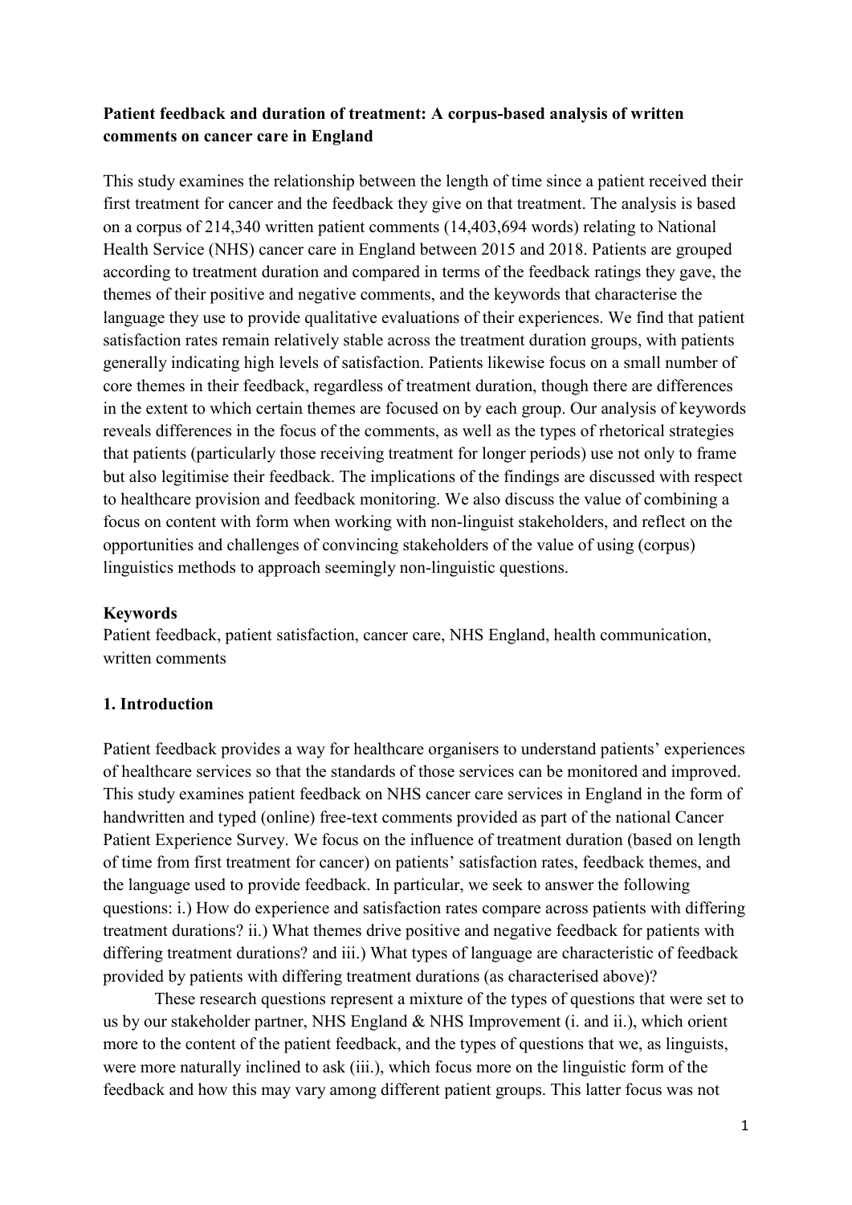**Patient feedback and duration of treatment: A corpus-based analysis of written comments on cancer care in England**

This study examines the relationship between the length of time since a patient received their first treatment for cancer and the feedback they give on that treatment. The analysis is based on a corpus of 214,340 written patient comments (14,403,694 words) relating to National Health Service (NHS) cancer care in England between 2015 and 2018. Patients are grouped according to treatment duration and compared in terms of the feedback ratings they gave, the themes of their positive and negative comments, and the keywords that characterise the language they use to provide qualitative evaluations of their experiences. We find that patient satisfaction rates remain relatively stable across the treatment duration groups, with patients generally indicating high levels of satisfaction. Patients likewise focus on a small number of core themes in their feedback, regardless of treatment duration, though there are differences in the extent to which certain themes are focused on by each group. Our analysis of keywords reveals differences in the focus of the comments, as well as the types of rhetorical strategies that patients (particularly those receiving treatment for longer periods) use not only to frame but also legitimise their feedback. The implications of the findings are discussed with respect to healthcare provision and feedback monitoring. We also discuss the value of combining a focus on content with form when working with non-linguist stakeholders, and reflect on the opportunities and challenges of convincing stakeholders of the value of using (corpus) linguistics methods to approach seemingly non-linguistic questions.

**Keywords**

Patient feedback, patient satisfaction, cancer care, NHS England, health communication, written comments

## 1. Introduction

Patient feedback provides a way for healthcare organisers to understand patients' experiences of healthcare services so that the standards of those services can be monitored and improved. This study examines patient feedback on NHS cancer care services in England in the form of handwritten and typed (online) free-text comments provided as part of the national Cancer Patient Experience Survey. We focus on the influence of treatment duration (based on length of time from first treatment for cancer) on patients' satisfaction rates, feedback themes, and the language used to provide feedback. In particular, we seek to answer the following questions: i.) How do experience and satisfaction rates compare across patients with differing treatment durations? ii.) What themes drive positive and negative feedback for patients with differing treatment durations? and iii.) What types of language are characteristic of feedback provided by patients with differing treatment durations (as characterised above)?

These research questions represent a mixture of the types of questions that were set to us by our stakeholder partner, NHS England & NHS Improvement (i. and ii.), which orient more to the content of the patient feedback, and the types of questions that we, as linguists, were more naturally inclined to ask (iii.), which focus more on the linguistic form of the feedback and how this may vary among different patient groups. This latter focus was not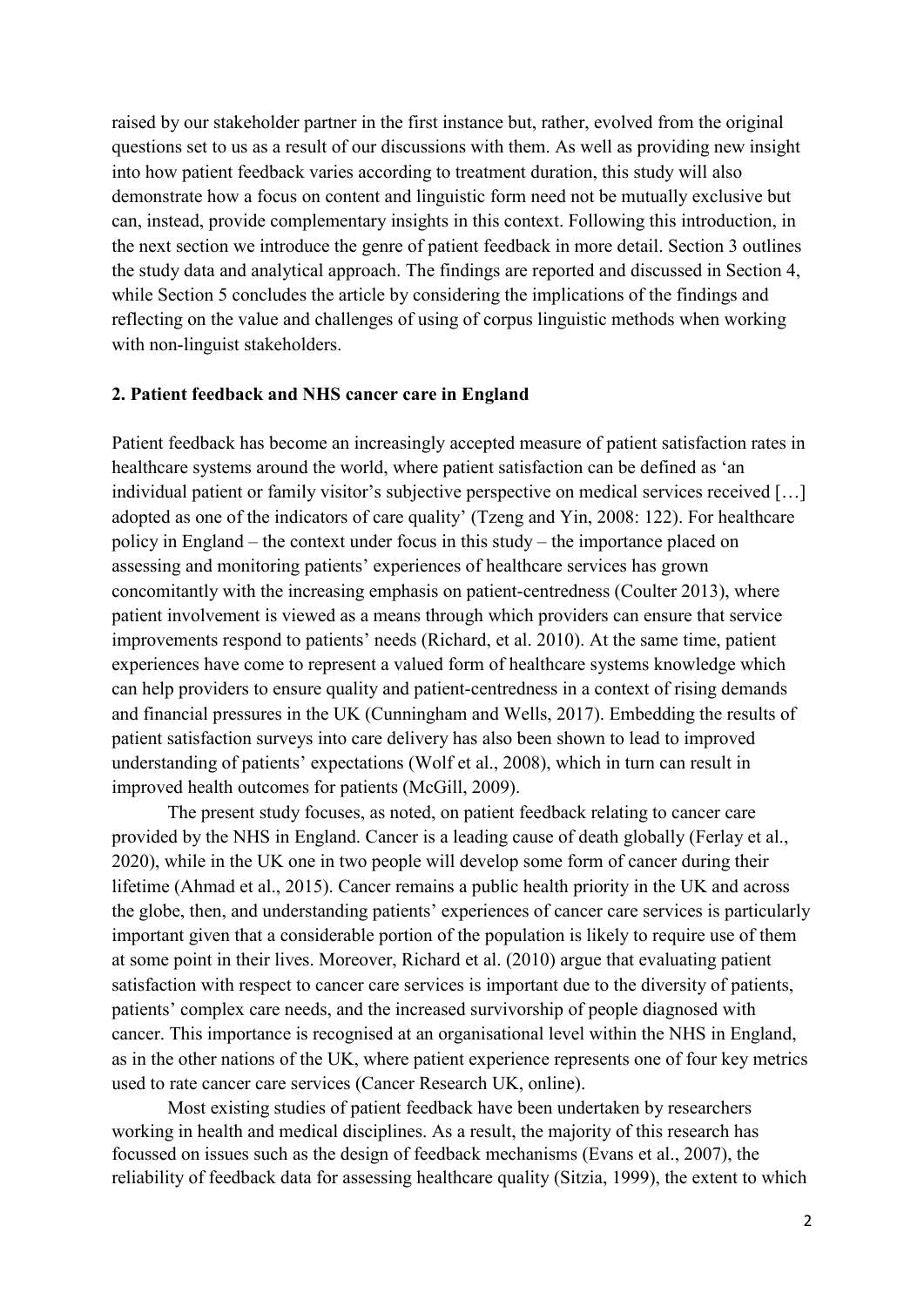raised by our stakeholder partner in the first instance but, rather, evolved from the original questions set to us as a result of our discussions with them. As well as providing new insight into how patient feedback varies according to treatment duration, this study will also demonstrate how a focus on content and linguistic form need not be mutually exclusive but can, instead, provide complementary insights in this context. Following this introduction, in the next section we introduce the genre of patient feedback in more detail. Section 3 outlines the study data and analytical approach. The findings are reported and discussed in Section 4, while Section 5 concludes the article by considering the implications of the findings and reflecting on the value and challenges of using of corpus linguistic methods when working with non-linguist stakeholders.

## 2. Patient feedback and NHS cancer care in England

Patient feedback has become an increasingly accepted measure of patient satisfaction rates in healthcare systems around the world, where patient satisfaction can be defined as 'an individual patient or family visitor's subjective perspective on medical services received […] adopted as one of the indicators of care quality' (Tzeng and Yin, 2008: 122). For healthcare policy in England – the context under focus in this study – the importance placed on assessing and monitoring patients' experiences of healthcare services has grown concomitantly with the increasing emphasis on patient-centredness (Coulter 2013), where patient involvement is viewed as a means through which providers can ensure that service improvements respond to patients' needs (Richard, et al. 2010). At the same time, patient experiences have come to represent a valued form of healthcare systems knowledge which can help providers to ensure quality and patient-centredness in a context of rising demands and financial pressures in the UK (Cunningham and Wells, 2017). Embedding the results of patient satisfaction surveys into care delivery has also been shown to lead to improved understanding of patients' expectations (Wolf et al., 2008), which in turn can result in improved health outcomes for patients (McGill, 2009).

The present study focuses, as noted, on patient feedback relating to cancer care provided by the NHS in England. Cancer is a leading cause of death globally (Ferlay et al., 2020), while in the UK one in two people will develop some form of cancer during their lifetime (Ahmad et al., 2015). Cancer remains a public health priority in the UK and across the globe, then, and understanding patients' experiences of cancer care services is particularly important given that a considerable portion of the population is likely to require use of them at some point in their lives. Moreover, Richard et al. (2010) argue that evaluating patient satisfaction with respect to cancer care services is important due to the diversity of patients, patients' complex care needs, and the increased survivorship of people diagnosed with cancer. This importance is recognised at an organisational level within the NHS in England, as in the other nations of the UK, where patient experience represents one of four key metrics used to rate cancer care services (Cancer Research UK, online).

Most existing studies of patient feedback have been undertaken by researchers working in health and medical disciplines. As a result, the majority of this research has focussed on issues such as the design of feedback mechanisms (Evans et al., 2007), the reliability of feedback data for assessing healthcare quality (Sitzia, 1999), the extent to which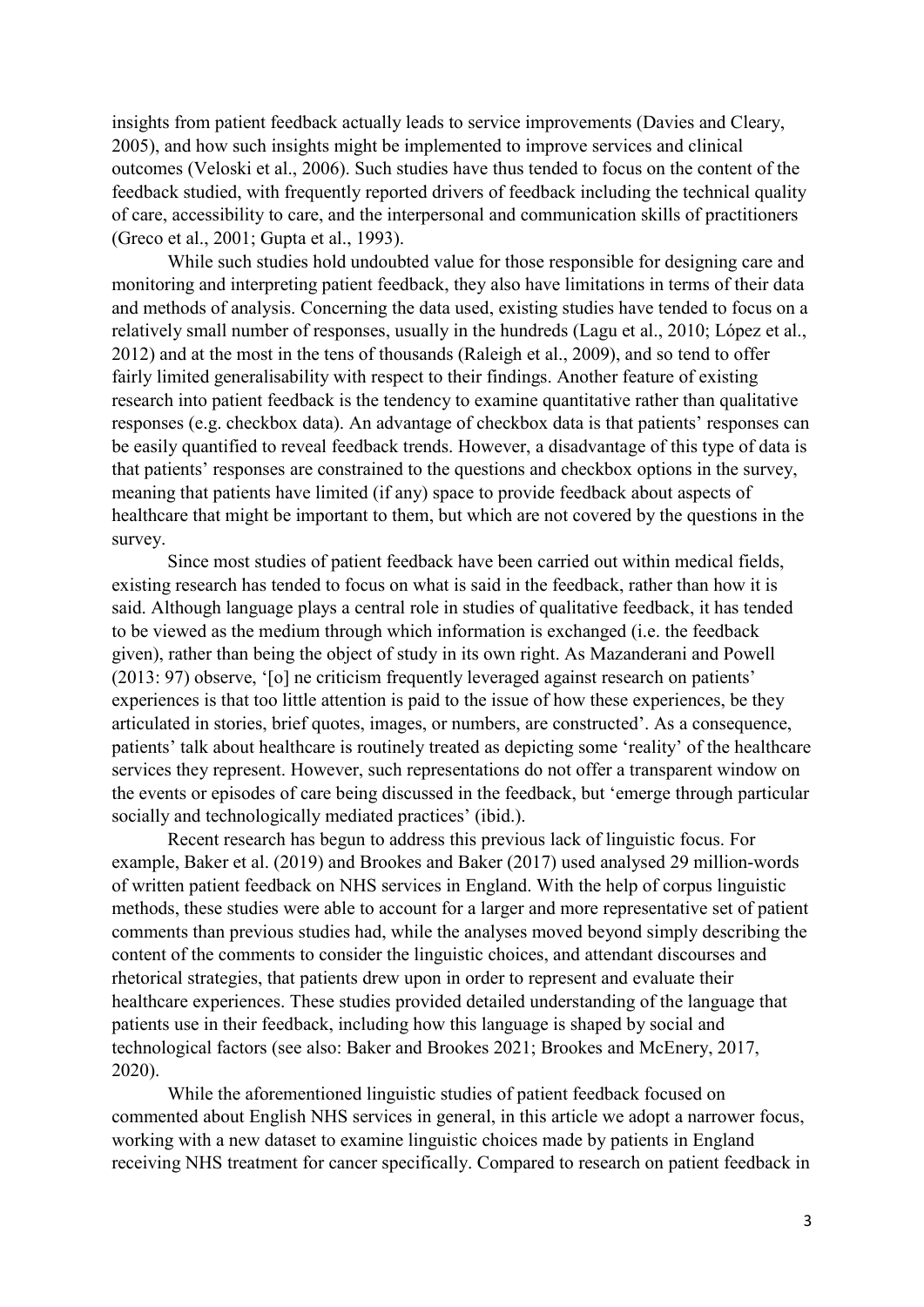insights from patient feedback actually leads to service improvements (Davies and Cleary, 2005), and how such insights might be implemented to improve services and clinical outcomes (Veloski et al., 2006). Such studies have thus tended to focus on the content of the feedback studied, with frequently reported drivers of feedback including the technical quality of care, accessibility to care, and the interpersonal and communication skills of practitioners (Greco et al., 2001; Gupta et al., 1993).

While such studies hold undoubted value for those responsible for designing care and monitoring and interpreting patient feedback, they also have limitations in terms of their data and methods of analysis. Concerning the data used, existing studies have tended to focus on a relatively small number of responses, usually in the hundreds (Lagu et al., 2010; López et al., 2012) and at the most in the tens of thousands (Raleigh et al., 2009), and so tend to offer fairly limited generalisability with respect to their findings. Another feature of existing research into patient feedback is the tendency to examine quantitative rather than qualitative responses (e.g. checkbox data). An advantage of checkbox data is that patients' responses can be easily quantified to reveal feedback trends. However, a disadvantage of this type of data is that patients' responses are constrained to the questions and checkbox options in the survey, meaning that patients have limited (if any) space to provide feedback about aspects of healthcare that might be important to them, but which are not covered by the questions in the survey.

Since most studies of patient feedback have been carried out within medical fields, existing research has tended to focus on what is said in the feedback, rather than how it is said. Although language plays a central role in studies of qualitative feedback, it has tended to be viewed as the medium through which information is exchanged (i.e. the feedback given), rather than being the object of study in its own right. As Mazanderani and Powell (2013: 97) observe, '[o] ne criticism frequently leveraged against research on patients' experiences is that too little attention is paid to the issue of how these experiences, be they articulated in stories, brief quotes, images, or numbers, are constructed'. As a consequence, patients' talk about healthcare is routinely treated as depicting some 'reality' of the healthcare services they represent. However, such representations do not offer a transparent window on the events or episodes of care being discussed in the feedback, but 'emerge through particular socially and technologically mediated practices' (ibid.).

Recent research has begun to address this previous lack of linguistic focus. For example, Baker et al. (2019) and Brookes and Baker (2017) used analysed 29 million-words of written patient feedback on NHS services in England. With the help of corpus linguistic methods, these studies were able to account for a larger and more representative set of patient comments than previous studies had, while the analyses moved beyond simply describing the content of the comments to consider the linguistic choices, and attendant discourses and rhetorical strategies, that patients drew upon in order to represent and evaluate their healthcare experiences. These studies provided detailed understanding of the language that patients use in their feedback, including how this language is shaped by social and technological factors (see also: Baker and Brookes 2021; Brookes and McEnery, 2017, 2020).

While the aforementioned linguistic studies of patient feedback focused on commented about English NHS services in general, in this article we adopt a narrower focus, working with a new dataset to examine linguistic choices made by patients in England receiving NHS treatment for cancer specifically. Compared to research on patient feedback in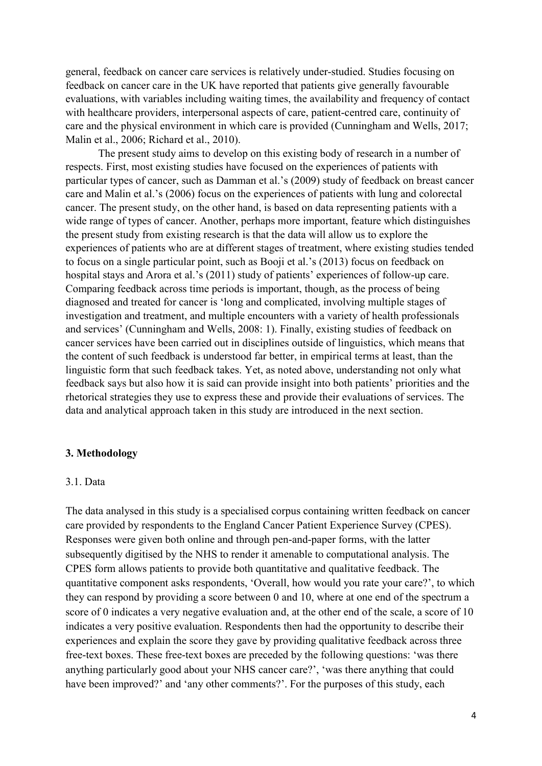general, feedback on cancer care services is relatively under-studied. Studies focusing on feedback on cancer care in the UK have reported that patients give generally favourable evaluations, with variables including waiting times, the availability and frequency of contact with healthcare providers, interpersonal aspects of care, patient-centred care, continuity of care and the physical environment in which care is provided (Cunningham and Wells, 2017; Malin et al., 2006; Richard et al., 2010).

The present study aims to develop on this existing body of research in a number of respects. First, most existing studies have focused on the experiences of patients with particular types of cancer, such as Damman et al.'s (2009) study of feedback on breast cancer care and Malin et al.'s (2006) focus on the experiences of patients with lung and colorectal cancer. The present study, on the other hand, is based on data representing patients with a wide range of types of cancer. Another, perhaps more important, feature which distinguishes the present study from existing research is that the data will allow us to explore the experiences of patients who are at different stages of treatment, where existing studies tended to focus on a single particular point, such as Booji et al.'s (2013) focus on feedback on hospital stays and Arora et al.'s (2011) study of patients' experiences of follow-up care. Comparing feedback across time periods is important, though, as the process of being diagnosed and treated for cancer is 'long and complicated, involving multiple stages of investigation and treatment, and multiple encounters with a variety of health professionals and services' (Cunningham and Wells, 2008: 1). Finally, existing studies of feedback on cancer services have been carried out in disciplines outside of linguistics, which means that the content of such feedback is understood far better, in empirical terms at least, than the linguistic form that such feedback takes. Yet, as noted above, understanding not only what feedback says but also how it is said can provide insight into both patients' priorities and the rhetorical strategies they use to express these and provide their evaluations of services. The data and analytical approach taken in this study are introduced in the next section.

## 3. Methodology

### 3.1. Data

The data analysed in this study is a specialised corpus containing written feedback on cancer care provided by respondents to the England Cancer Patient Experience Survey (CPES). Responses were given both online and through pen-and-paper forms, with the latter subsequently digitised by the NHS to render it amenable to computational analysis. The CPES form allows patients to provide both quantitative and qualitative feedback. The quantitative component asks respondents, 'Overall, how would you rate your care?', to which they can respond by providing a score between 0 and 10, where at one end of the spectrum a score of 0 indicates a very negative evaluation and, at the other end of the scale, a score of 10 indicates a very positive evaluation. Respondents then had the opportunity to describe their experiences and explain the score they gave by providing qualitative feedback across three free-text boxes. These free-text boxes are preceded by the following questions: 'was there anything particularly good about your NHS cancer care?', 'was there anything that could have been improved?' and 'any other comments?'. For the purposes of this study, each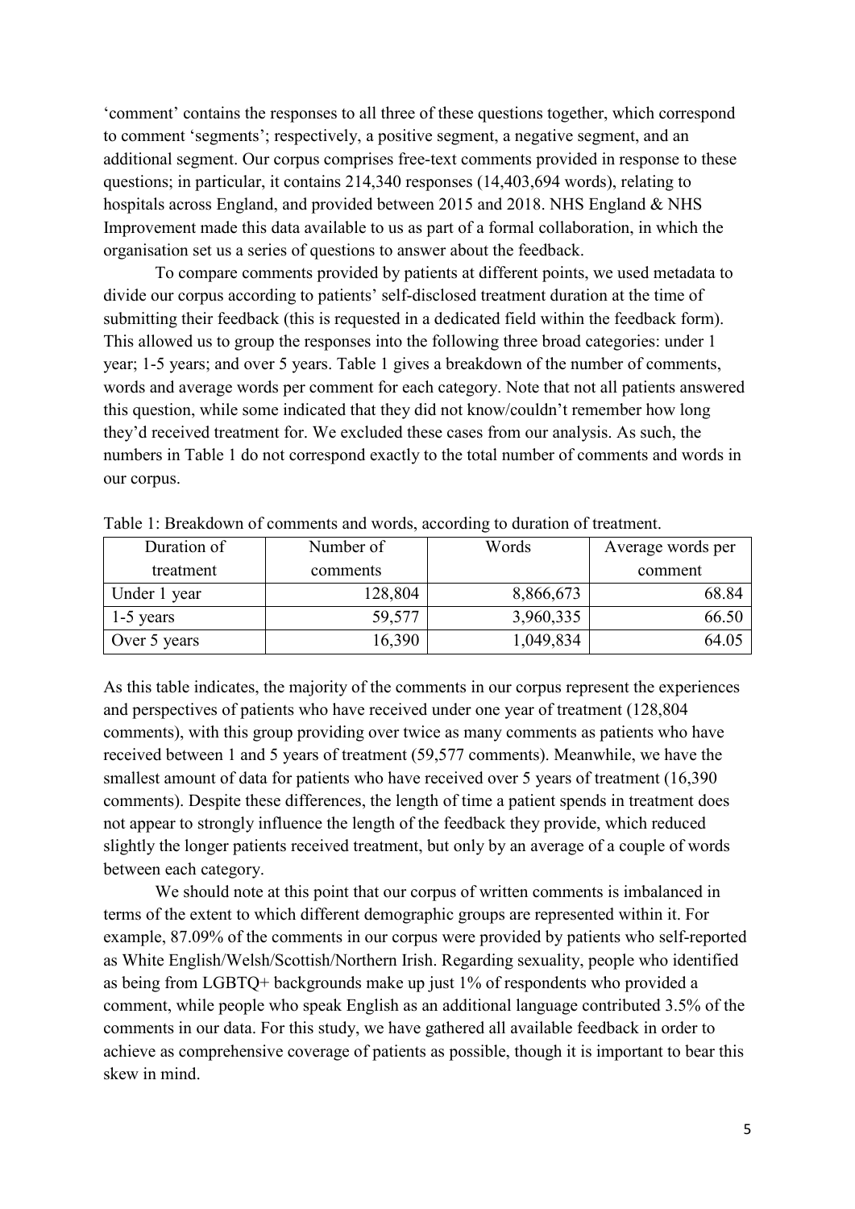'comment' contains the responses to all three of these questions together, which correspond to comment 'segments'; respectively, a positive segment, a negative segment, and an additional segment. Our corpus comprises free-text comments provided in response to these questions; in particular, it contains 214,340 responses (14,403,694 words), relating to hospitals across England, and provided between 2015 and 2018. NHS England & NHS Improvement made this data available to us as part of a formal collaboration, in which the organisation set us a series of questions to answer about the feedback.

To compare comments provided by patients at different points, we used metadata to divide our corpus according to patients' self-disclosed treatment duration at the time of submitting their feedback (this is requested in a dedicated field within the feedback form). This allowed us to group the responses into the following three broad categories: under 1 year; 1-5 years; and over 5 years. Table 1 gives a breakdown of the number of comments, words and average words per comment for each category. Note that not all patients answered this question, while some indicated that they did not know/couldn't remember how long they'd received treatment for. We excluded these cases from our analysis. As such, the numbers in Table 1 do not correspond exactly to the total number of comments and words in our corpus.

Table 1: Breakdown of comments and words, according to duration of treatment.

| Duration of treatment | Number of comments | Words | Average words per comment |
|---|---|---|---|
| Under 1 year | 128,804 | 8,866,673 | 68.84 |
| 1-5 years | 59,577 | 3,960,335 | 66.50 |
| Over 5 years | 16,390 | 1,049,834 | 64.05 |

As this table indicates, the majority of the comments in our corpus represent the experiences and perspectives of patients who have received under one year of treatment (128,804 comments), with this group providing over twice as many comments as patients who have received between 1 and 5 years of treatment (59,577 comments). Meanwhile, we have the smallest amount of data for patients who have received over 5 years of treatment (16,390 comments). Despite these differences, the length of time a patient spends in treatment does not appear to strongly influence the length of the feedback they provide, which reduced slightly the longer patients received treatment, but only by an average of a couple of words between each category.

We should note at this point that our corpus of written comments is imbalanced in terms of the extent to which different demographic groups are represented within it. For example, 87.09% of the comments in our corpus were provided by patients who self-reported as White English/Welsh/Scottish/Northern Irish. Regarding sexuality, people who identified as being from LGBTQ+ backgrounds make up just 1% of respondents who provided a comment, while people who speak English as an additional language contributed 3.5% of the comments in our data. For this study, we have gathered all available feedback in order to achieve as comprehensive coverage of patients as possible, though it is important to bear this skew in mind.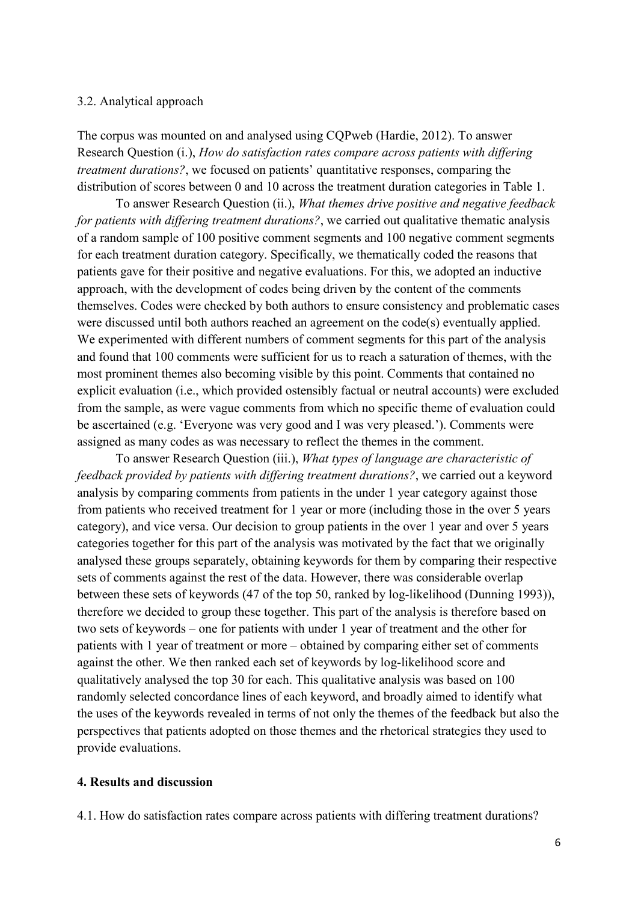3.2. Analytical approach

The corpus was mounted on and analysed using CQPweb (Hardie, 2012). To answer Research Question (i.), *How do satisfaction rates compare across patients with differing treatment durations?*, we focused on patients' quantitative responses, comparing the distribution of scores between 0 and 10 across the treatment duration categories in Table 1.

To answer Research Question (ii.), *What themes drive positive and negative feedback for patients with differing treatment durations?*, we carried out qualitative thematic analysis of a random sample of 100 positive comment segments and 100 negative comment segments for each treatment duration category. Specifically, we thematically coded the reasons that patients gave for their positive and negative evaluations. For this, we adopted an inductive approach, with the development of codes being driven by the content of the comments themselves. Codes were checked by both authors to ensure consistency and problematic cases were discussed until both authors reached an agreement on the code(s) eventually applied. We experimented with different numbers of comment segments for this part of the analysis and found that 100 comments were sufficient for us to reach a saturation of themes, with the most prominent themes also becoming visible by this point. Comments that contained no explicit evaluation (i.e., which provided ostensibly factual or neutral accounts) were excluded from the sample, as were vague comments from which no specific theme of evaluation could be ascertained (e.g. 'Everyone was very good and I was very pleased.'). Comments were assigned as many codes as was necessary to reflect the themes in the comment.

To answer Research Question (iii.), *What types of language are characteristic of feedback provided by patients with differing treatment durations?*, we carried out a keyword analysis by comparing comments from patients in the under 1 year category against those from patients who received treatment for 1 year or more (including those in the over 5 years category), and vice versa. Our decision to group patients in the over 1 year and over 5 years categories together for this part of the analysis was motivated by the fact that we originally analysed these groups separately, obtaining keywords for them by comparing their respective sets of comments against the rest of the data. However, there was considerable overlap between these sets of keywords (47 of the top 50, ranked by log-likelihood (Dunning 1993)), therefore we decided to group these together. This part of the analysis is therefore based on two sets of keywords – one for patients with under 1 year of treatment and the other for patients with 1 year of treatment or more – obtained by comparing either set of comments against the other. We then ranked each set of keywords by log-likelihood score and qualitatively analysed the top 30 for each. This qualitative analysis was based on 100 randomly selected concordance lines of each keyword, and broadly aimed to identify what the uses of the keywords revealed in terms of not only the themes of the feedback but also the perspectives that patients adopted on those themes and the rhetorical strategies they used to provide evaluations.

## 4. Results and discussion

4.1. How do satisfaction rates compare across patients with differing treatment durations?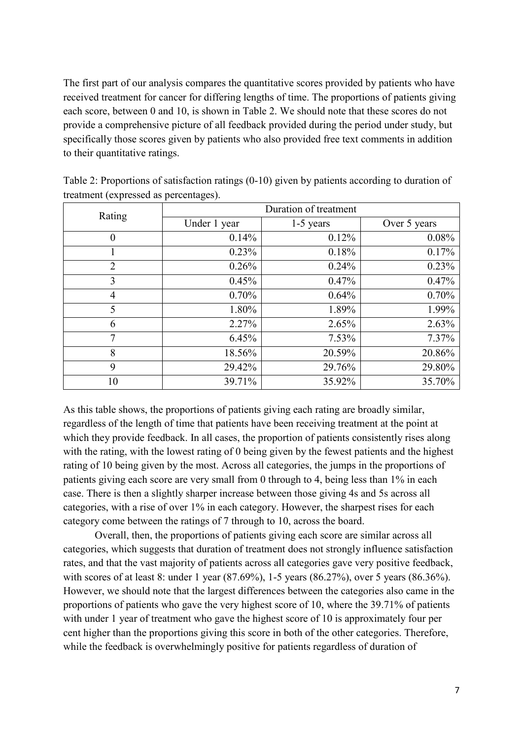The first part of our analysis compares the quantitative scores provided by patients who have received treatment for cancer for differing lengths of time. The proportions of patients giving each score, between 0 and 10, is shown in Table 2. We should note that these scores do not provide a comprehensive picture of all feedback provided during the period under study, but specifically those scores given by patients who also provided free text comments in addition to their quantitative ratings.

Table 2: Proportions of satisfaction ratings (0-10) given by patients according to duration of treatment (expressed as percentages).

| Rating | Duration of treatment | | |
|---|---|---|---|
| | Under 1 year | 1-5 years | Over 5 years |
| 0 | 0.14% | 0.12% | 0.08% |
| 1 | 0.23% | 0.18% | 0.17% |
| 2 | 0.26% | 0.24% | 0.23% |
| 3 | 0.45% | 0.47% | 0.47% |
| 4 | 0.70% | 0.64% | 0.70% |
| 5 | 1.80% | 1.89% | 1.99% |
| 6 | 2.27% | 2.65% | 2.63% |
| 7 | 6.45% | 7.53% | 7.37% |
| 8 | 18.56% | 20.59% | 20.86% |
| 9 | 29.42% | 29.76% | 29.80% |
| 10 | 39.71% | 35.92% | 35.70% |

As this table shows, the proportions of patients giving each rating are broadly similar, regardless of the length of time that patients have been receiving treatment at the point at which they provide feedback. In all cases, the proportion of patients consistently rises along with the rating, with the lowest rating of 0 being given by the fewest patients and the highest rating of 10 being given by the most. Across all categories, the jumps in the proportions of patients giving each score are very small from 0 through to 4, being less than 1% in each case. There is then a slightly sharper increase between those giving 4s and 5s across all categories, with a rise of over 1% in each category. However, the sharpest rises for each category come between the ratings of 7 through to 10, across the board.

Overall, then, the proportions of patients giving each score are similar across all categories, which suggests that duration of treatment does not strongly influence satisfaction rates, and that the vast majority of patients across all categories gave very positive feedback, with scores of at least 8: under 1 year (87.69%), 1-5 years (86.27%), over 5 years (86.36%). However, we should note that the largest differences between the categories also came in the proportions of patients who gave the very highest score of 10, where the 39.71% of patients with under 1 year of treatment who gave the highest score of 10 is approximately four per cent higher than the proportions giving this score in both of the other categories. Therefore, while the feedback is overwhelmingly positive for patients regardless of duration of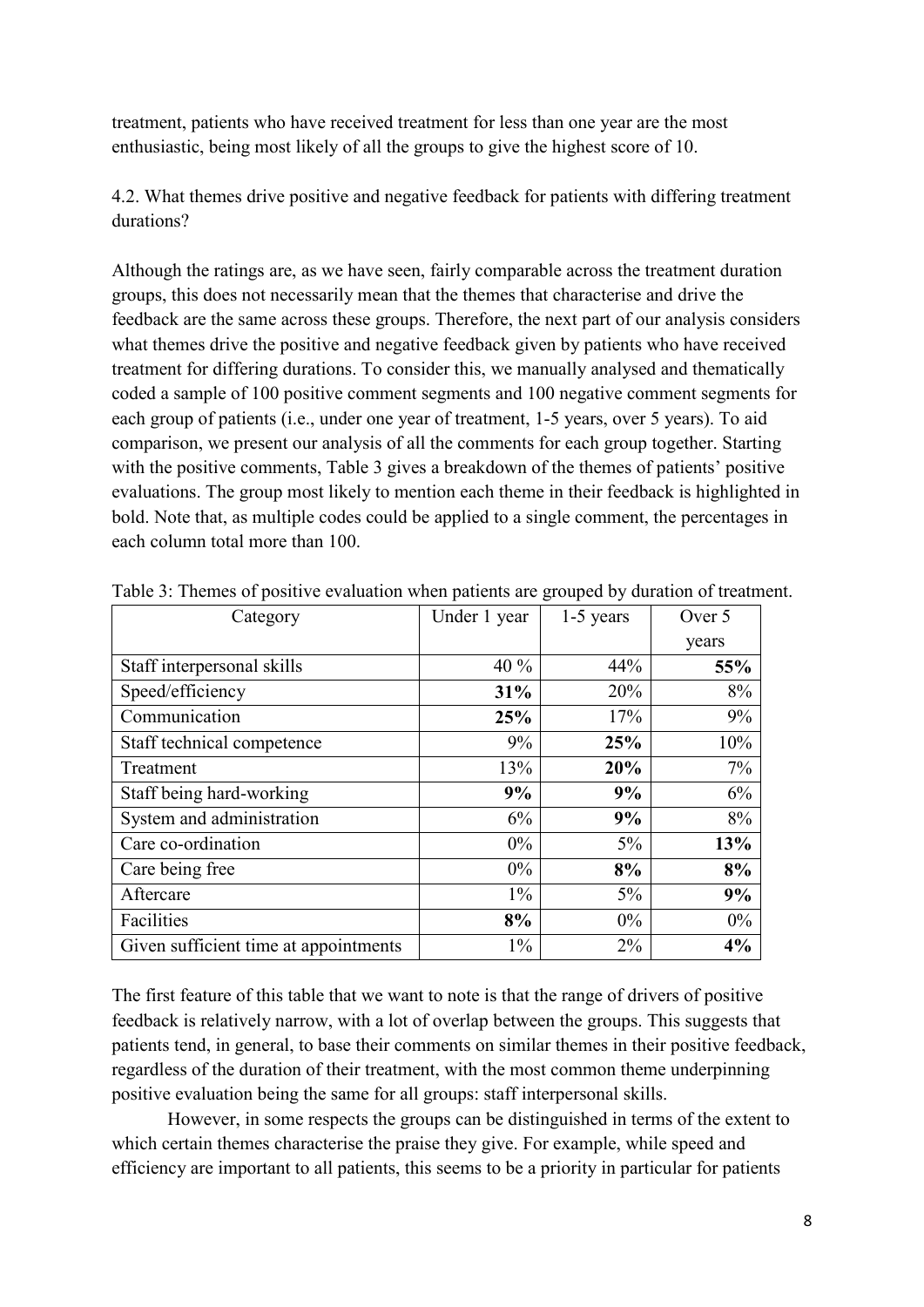treatment, patients who have received treatment for less than one year are the most enthusiastic, being most likely of all the groups to give the highest score of 10.

4.2. What themes drive positive and negative feedback for patients with differing treatment durations?

Although the ratings are, as we have seen, fairly comparable across the treatment duration groups, this does not necessarily mean that the themes that characterise and drive the feedback are the same across these groups. Therefore, the next part of our analysis considers what themes drive the positive and negative feedback given by patients who have received treatment for differing durations. To consider this, we manually analysed and thematically coded a sample of 100 positive comment segments and 100 negative comment segments for each group of patients (i.e., under one year of treatment, 1-5 years, over 5 years). To aid comparison, we present our analysis of all the comments for each group together. Starting with the positive comments, Table 3 gives a breakdown of the themes of patients' positive evaluations. The group most likely to mention each theme in their feedback is highlighted in bold. Note that, as multiple codes could be applied to a single comment, the percentages in each column total more than 100.

Table 3: Themes of positive evaluation when patients are grouped by duration of treatment.

| Category | Under 1 year | 1-5 years | Over 5 years |
|---|---|---|---|
| Staff interpersonal skills | 40 % | 44% | **55%** |
| Speed/efficiency | **31%** | 20% | 8% |
| Communication | **25%** | 17% | 9% |
| Staff technical competence | 9% | **25%** | 10% |
| Treatment | 13% | **20%** | 7% |
| Staff being hard-working | **9%** | **9%** | 6% |
| System and administration | 6% | **9%** | 8% |
| Care co-ordination | 0% | 5% | **13%** |
| Care being free | 0% | **8%** | **8%** |
| Aftercare | 1% | 5% | **9%** |
| Facilities | **8%** | 0% | 0% |
| Given sufficient time at appointments | 1% | 2% | **4%** |

The first feature of this table that we want to note is that the range of drivers of positive feedback is relatively narrow, with a lot of overlap between the groups. This suggests that patients tend, in general, to base their comments on similar themes in their positive feedback, regardless of the duration of their treatment, with the most common theme underpinning positive evaluation being the same for all groups: staff interpersonal skills.

However, in some respects the groups can be distinguished in terms of the extent to which certain themes characterise the praise they give. For example, while speed and efficiency are important to all patients, this seems to be a priority in particular for patients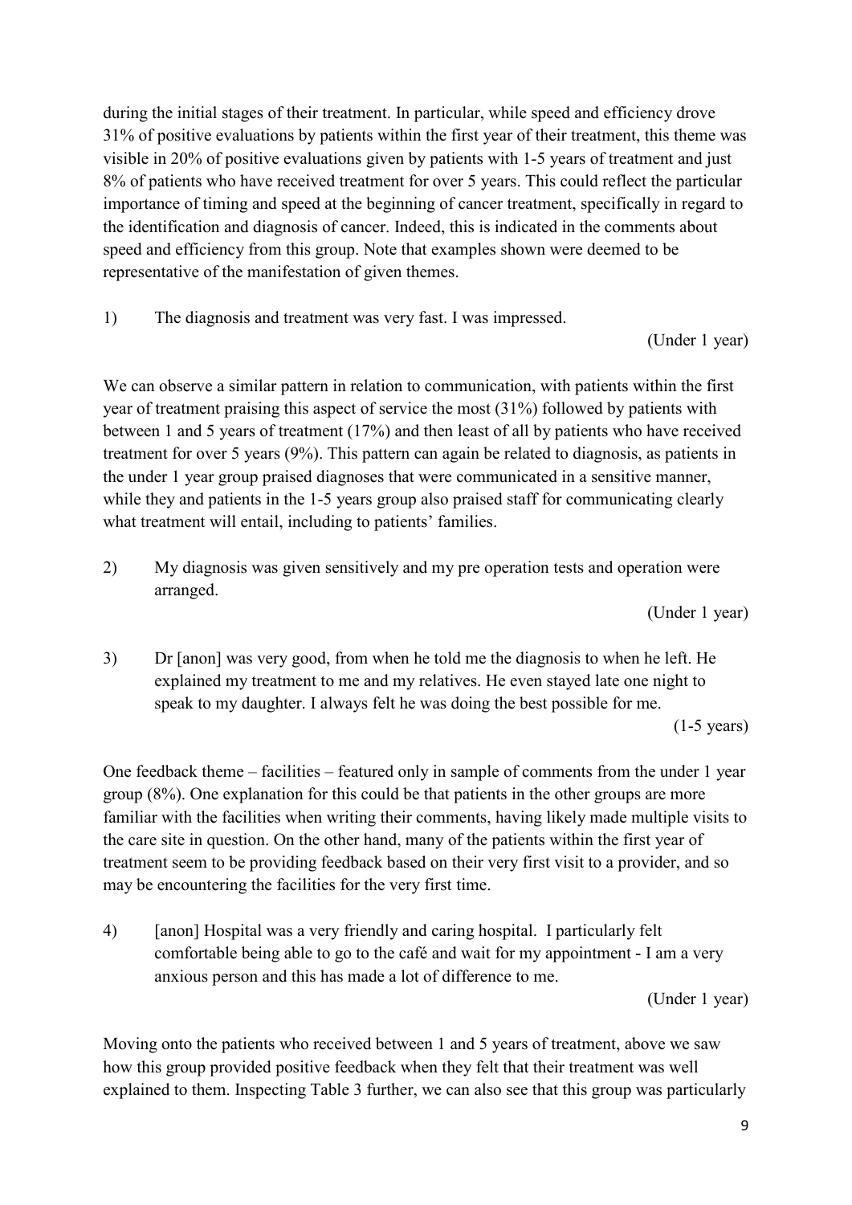during the initial stages of their treatment. In particular, while speed and efficiency drove 31% of positive evaluations by patients within the first year of their treatment, this theme was visible in 20% of positive evaluations given by patients with 1-5 years of treatment and just 8% of patients who have received treatment for over 5 years. This could reflect the particular importance of timing and speed at the beginning of cancer treatment, specifically in regard to the identification and diagnosis of cancer. Indeed, this is indicated in the comments about speed and efficiency from this group. Note that examples shown were deemed to be representative of the manifestation of given themes.

1) The diagnosis and treatment was very fast. I was impressed.

(Under 1 year)

We can observe a similar pattern in relation to communication, with patients within the first year of treatment praising this aspect of service the most (31%) followed by patients with between 1 and 5 years of treatment (17%) and then least of all by patients who have received treatment for over 5 years (9%). This pattern can again be related to diagnosis, as patients in the under 1 year group praised diagnoses that were communicated in a sensitive manner, while they and patients in the 1-5 years group also praised staff for communicating clearly what treatment will entail, including to patients' families.

2) My diagnosis was given sensitively and my pre operation tests and operation were arranged.

(Under 1 year)

3) Dr [anon] was very good, from when he told me the diagnosis to when he left. He explained my treatment to me and my relatives. He even stayed late one night to speak to my daughter. I always felt he was doing the best possible for me.

(1-5 years)

One feedback theme – facilities – featured only in sample of comments from the under 1 year group (8%). One explanation for this could be that patients in the other groups are more familiar with the facilities when writing their comments, having likely made multiple visits to the care site in question. On the other hand, many of the patients within the first year of treatment seem to be providing feedback based on their very first visit to a provider, and so may be encountering the facilities for the very first time.

4) [anon] Hospital was a very friendly and caring hospital. I particularly felt comfortable being able to go to the café and wait for my appointment - I am a very anxious person and this has made a lot of difference to me.

(Under 1 year)

Moving onto the patients who received between 1 and 5 years of treatment, above we saw how this group provided positive feedback when they felt that their treatment was well explained to them. Inspecting Table 3 further, we can also see that this group was particularly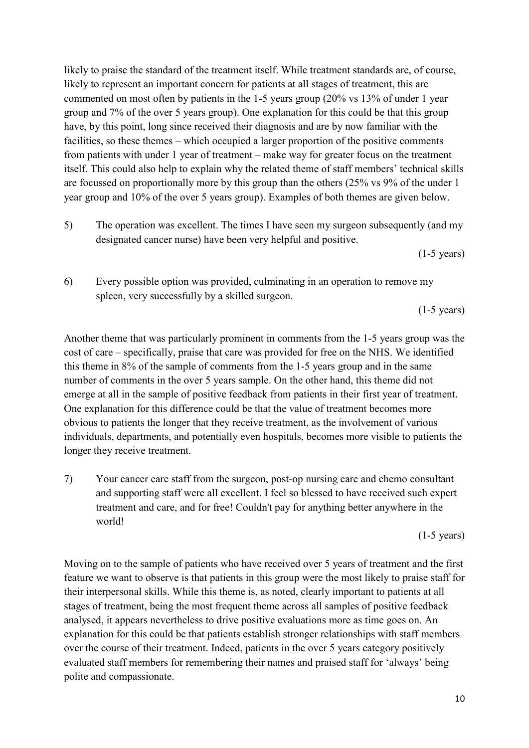likely to praise the standard of the treatment itself. While treatment standards are, of course, likely to represent an important concern for patients at all stages of treatment, this are commented on most often by patients in the 1-5 years group (20% vs 13% of under 1 year group and 7% of the over 5 years group). One explanation for this could be that this group have, by this point, long since received their diagnosis and are by now familiar with the facilities, so these themes – which occupied a larger proportion of the positive comments from patients with under 1 year of treatment – make way for greater focus on the treatment itself. This could also help to explain why the related theme of staff members' technical skills are focussed on proportionally more by this group than the others (25% vs 9% of the under 1 year group and 10% of the over 5 years group). Examples of both themes are given below.

5) The operation was excellent. The times I have seen my surgeon subsequently (and my designated cancer nurse) have been very helpful and positive.

(1-5 years)

6) Every possible option was provided, culminating in an operation to remove my spleen, very successfully by a skilled surgeon.

(1-5 years)

Another theme that was particularly prominent in comments from the 1-5 years group was the cost of care – specifically, praise that care was provided for free on the NHS. We identified this theme in 8% of the sample of comments from the 1-5 years group and in the same number of comments in the over 5 years sample. On the other hand, this theme did not emerge at all in the sample of positive feedback from patients in their first year of treatment. One explanation for this difference could be that the value of treatment becomes more obvious to patients the longer that they receive treatment, as the involvement of various individuals, departments, and potentially even hospitals, becomes more visible to patients the longer they receive treatment.

7) Your cancer care staff from the surgeon, post-op nursing care and chemo consultant and supporting staff were all excellent. I feel so blessed to have received such expert treatment and care, and for free! Couldn't pay for anything better anywhere in the world!

(1-5 years)

Moving on to the sample of patients who have received over 5 years of treatment and the first feature we want to observe is that patients in this group were the most likely to praise staff for their interpersonal skills. While this theme is, as noted, clearly important to patients at all stages of treatment, being the most frequent theme across all samples of positive feedback analysed, it appears nevertheless to drive positive evaluations more as time goes on. An explanation for this could be that patients establish stronger relationships with staff members over the course of their treatment. Indeed, patients in the over 5 years category positively evaluated staff members for remembering their names and praised staff for 'always' being polite and compassionate.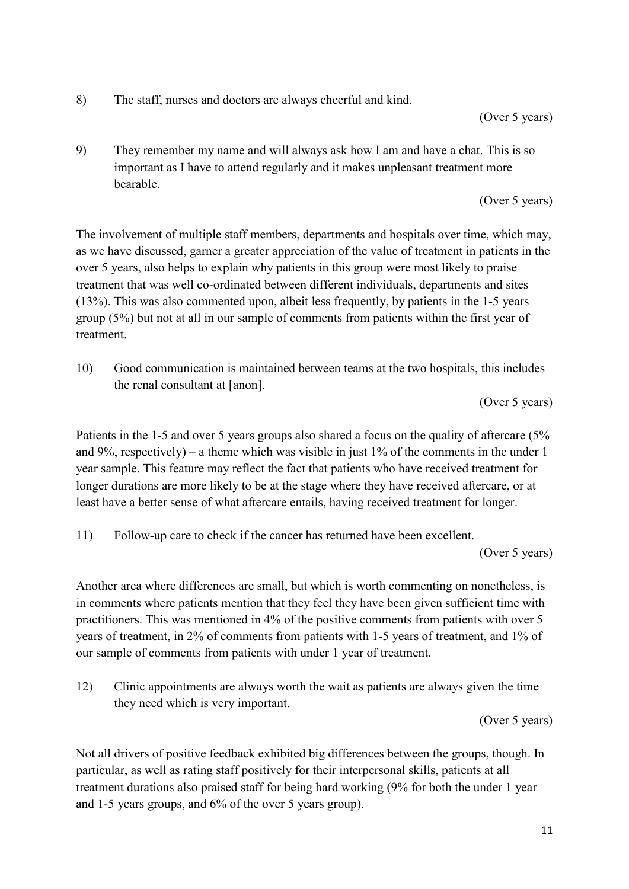8) The staff, nurses and doctors are always cheerful and kind.

(Over 5 years)

9) They remember my name and will always ask how I am and have a chat. This is so important as I have to attend regularly and it makes unpleasant treatment more bearable.

(Over 5 years)

The involvement of multiple staff members, departments and hospitals over time, which may, as we have discussed, garner a greater appreciation of the value of treatment in patients in the over 5 years, also helps to explain why patients in this group were most likely to praise treatment that was well co-ordinated between different individuals, departments and sites (13%). This was also commented upon, albeit less frequently, by patients in the 1-5 years group (5%) but not at all in our sample of comments from patients within the first year of treatment.

10) Good communication is maintained between teams at the two hospitals, this includes the renal consultant at [anon].

(Over 5 years)

Patients in the 1-5 and over 5 years groups also shared a focus on the quality of aftercare (5% and 9%, respectively) – a theme which was visible in just 1% of the comments in the under 1 year sample. This feature may reflect the fact that patients who have received treatment for longer durations are more likely to be at the stage where they have received aftercare, or at least have a better sense of what aftercare entails, having received treatment for longer.

11) Follow-up care to check if the cancer has returned have been excellent.

(Over 5 years)

Another area where differences are small, but which is worth commenting on nonetheless, is in comments where patients mention that they feel they have been given sufficient time with practitioners. This was mentioned in 4% of the positive comments from patients with over 5 years of treatment, in 2% of comments from patients with 1-5 years of treatment, and 1% of our sample of comments from patients with under 1 year of treatment.

12) Clinic appointments are always worth the wait as patients are always given the time they need which is very important.

(Over 5 years)

Not all drivers of positive feedback exhibited big differences between the groups, though. In particular, as well as rating staff positively for their interpersonal skills, patients at all treatment durations also praised staff for being hard working (9% for both the under 1 year and 1-5 years groups, and 6% of the over 5 years group).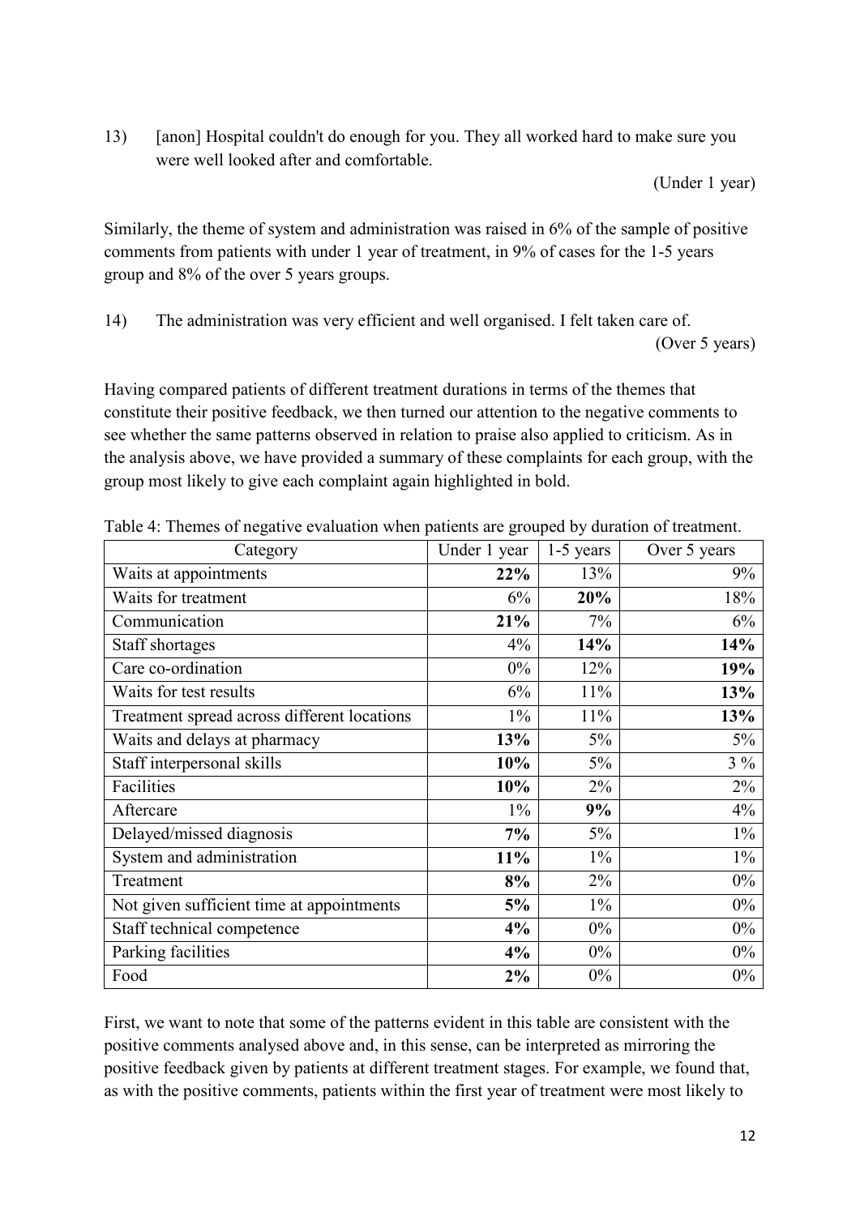13) [anon] Hospital couldn't do enough for you. They all worked hard to make sure you were well looked after and comfortable.

(Under 1 year)

Similarly, the theme of system and administration was raised in 6% of the sample of positive comments from patients with under 1 year of treatment, in 9% of cases for the 1-5 years group and 8% of the over 5 years groups.

14) The administration was very efficient and well organised. I felt taken care of.

(Over 5 years)

Having compared patients of different treatment durations in terms of the themes that constitute their positive feedback, we then turned our attention to the negative comments to see whether the same patterns observed in relation to praise also applied to criticism. As in the analysis above, we have provided a summary of these complaints for each group, with the group most likely to give each complaint again highlighted in bold.

Table 4: Themes of negative evaluation when patients are grouped by duration of treatment.

| Category | Under 1 year | 1-5 years | Over 5 years |
|---|---|---|---|
| Waits at appointments | **22%** | 13% | 9% |
| Waits for treatment | 6% | **20%** | 18% |
| Communication | **21%** | 7% | 6% |
| Staff shortages | 4% | **14%** | **14%** |
| Care co-ordination | 0% | 12% | **19%** |
| Waits for test results | 6% | 11% | **13%** |
| Treatment spread across different locations | 1% | 11% | **13%** |
| Waits and delays at pharmacy | **13%** | 5% | 5% |
| Staff interpersonal skills | **10%** | 5% | 3 % |
| Facilities | **10%** | 2% | 2% |
| Aftercare | 1% | **9%** | 4% |
| Delayed/missed diagnosis | **7%** | 5% | 1% |
| System and administration | **11%** | 1% | 1% |
| Treatment | **8%** | 2% | 0% |
| Not given sufficient time at appointments | **5%** | 1% | 0% |
| Staff technical competence | **4%** | 0% | 0% |
| Parking facilities | **4%** | 0% | 0% |
| Food | **2%** | 0% | 0% |

First, we want to note that some of the patterns evident in this table are consistent with the positive comments analysed above and, in this sense, can be interpreted as mirroring the positive feedback given by patients at different treatment stages. For example, we found that, as with the positive comments, patients within the first year of treatment were most likely to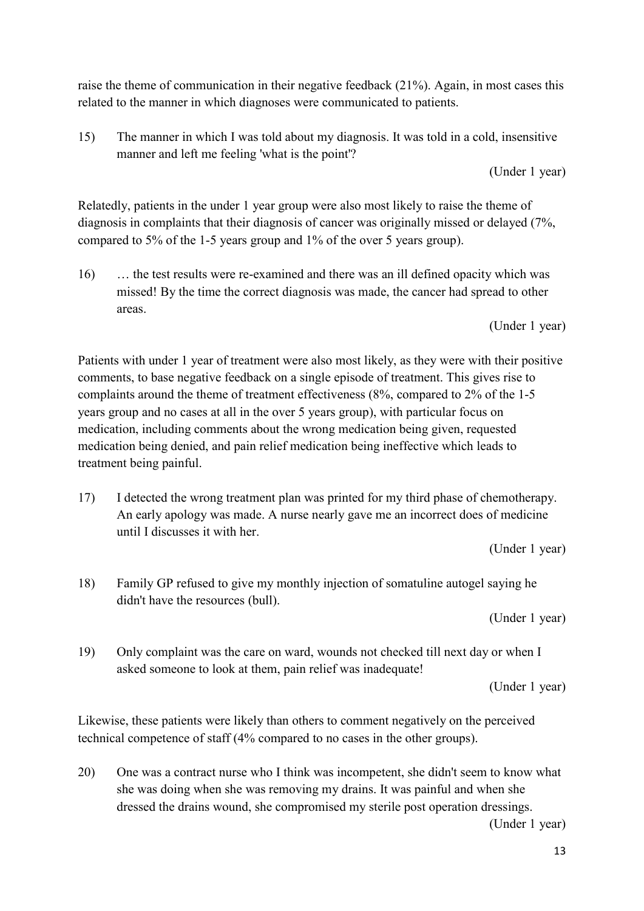raise the theme of communication in their negative feedback (21%). Again, in most cases this related to the manner in which diagnoses were communicated to patients.

15) The manner in which I was told about my diagnosis. It was told in a cold, insensitive manner and left me feeling 'what is the point'?

(Under 1 year)

Relatedly, patients in the under 1 year group were also most likely to raise the theme of diagnosis in complaints that their diagnosis of cancer was originally missed or delayed (7%, compared to 5% of the 1-5 years group and 1% of the over 5 years group).

16) … the test results were re-examined and there was an ill defined opacity which was missed! By the time the correct diagnosis was made, the cancer had spread to other areas.

(Under 1 year)

Patients with under 1 year of treatment were also most likely, as they were with their positive comments, to base negative feedback on a single episode of treatment. This gives rise to complaints around the theme of treatment effectiveness (8%, compared to 2% of the 1-5 years group and no cases at all in the over 5 years group), with particular focus on medication, including comments about the wrong medication being given, requested medication being denied, and pain relief medication being ineffective which leads to treatment being painful.

17) I detected the wrong treatment plan was printed for my third phase of chemotherapy. An early apology was made. A nurse nearly gave me an incorrect does of medicine until I discusses it with her.

(Under 1 year)

18) Family GP refused to give my monthly injection of somatuline autogel saying he didn't have the resources (bull).

(Under 1 year)

19) Only complaint was the care on ward, wounds not checked till next day or when I asked someone to look at them, pain relief was inadequate!

(Under 1 year)

Likewise, these patients were likely than others to comment negatively on the perceived technical competence of staff (4% compared to no cases in the other groups).

20) One was a contract nurse who I think was incompetent, she didn't seem to know what she was doing when she was removing my drains. It was painful and when she dressed the drains wound, she compromised my sterile post operation dressings.

(Under 1 year)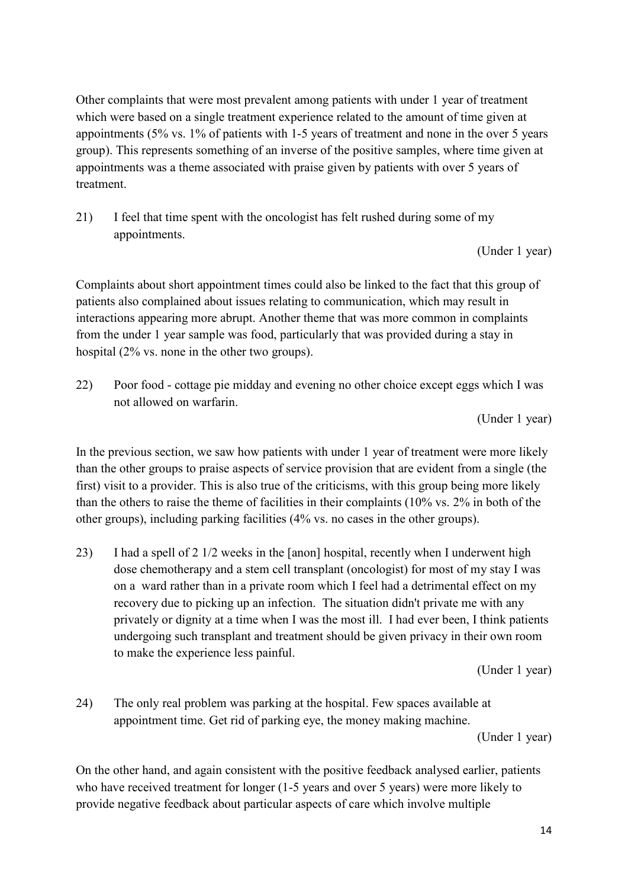Other complaints that were most prevalent among patients with under 1 year of treatment which were based on a single treatment experience related to the amount of time given at appointments (5% vs. 1% of patients with 1-5 years of treatment and none in the over 5 years group). This represents something of an inverse of the positive samples, where time given at appointments was a theme associated with praise given by patients with over 5 years of treatment.

21) I feel that time spent with the oncologist has felt rushed during some of my appointments.

(Under 1 year)

Complaints about short appointment times could also be linked to the fact that this group of patients also complained about issues relating to communication, which may result in interactions appearing more abrupt. Another theme that was more common in complaints from the under 1 year sample was food, particularly that was provided during a stay in hospital (2% vs. none in the other two groups).

22) Poor food - cottage pie midday and evening no other choice except eggs which I was not allowed on warfarin.

(Under 1 year)

In the previous section, we saw how patients with under 1 year of treatment were more likely than the other groups to praise aspects of service provision that are evident from a single (the first) visit to a provider. This is also true of the criticisms, with this group being more likely than the others to raise the theme of facilities in their complaints (10% vs. 2% in both of the other groups), including parking facilities (4% vs. no cases in the other groups).

23) I had a spell of 2 1/2 weeks in the [anon] hospital, recently when I underwent high dose chemotherapy and a stem cell transplant (oncologist) for most of my stay I was on a ward rather than in a private room which I feel had a detrimental effect on my recovery due to picking up an infection. The situation didn't private me with any privately or dignity at a time when I was the most ill. I had ever been, I think patients undergoing such transplant and treatment should be given privacy in their own room to make the experience less painful.

(Under 1 year)

24) The only real problem was parking at the hospital. Few spaces available at appointment time. Get rid of parking eye, the money making machine.

(Under 1 year)

On the other hand, and again consistent with the positive feedback analysed earlier, patients who have received treatment for longer (1-5 years and over 5 years) were more likely to provide negative feedback about particular aspects of care which involve multiple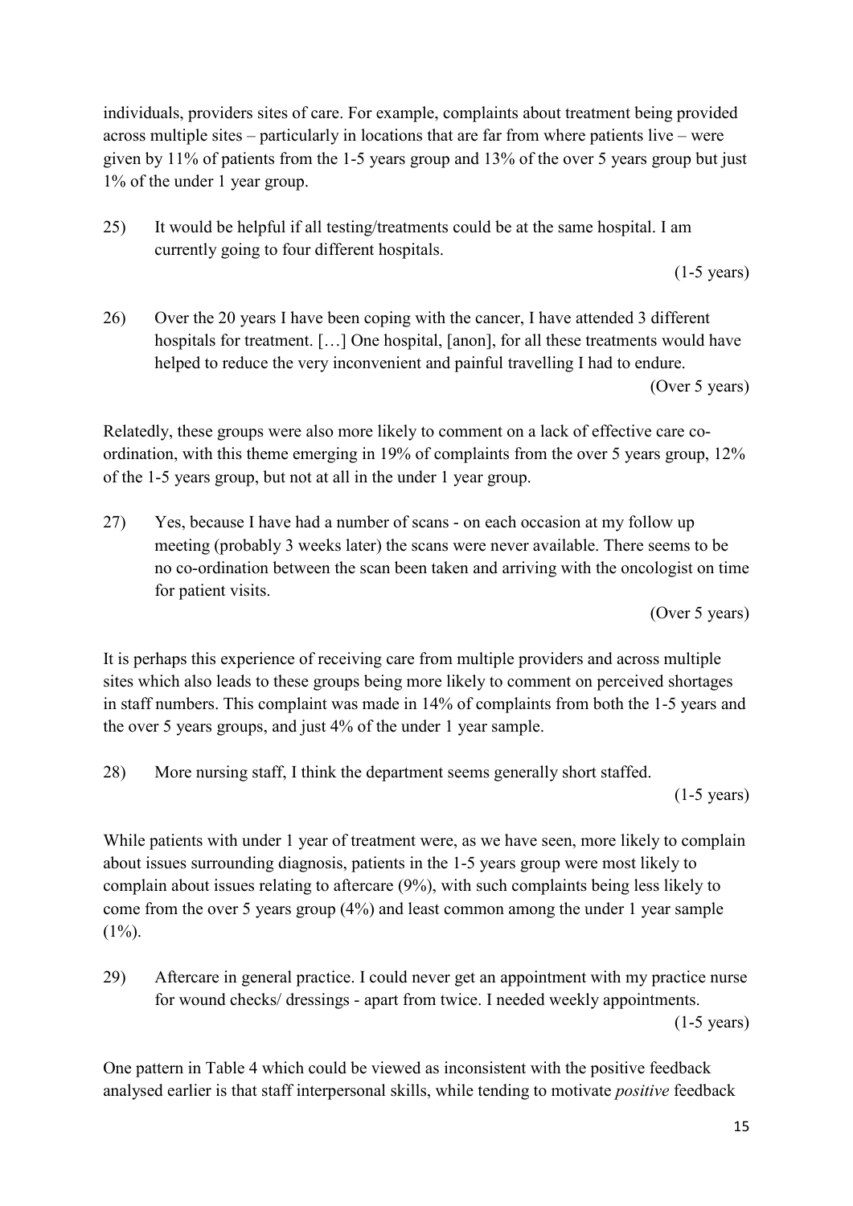individuals, providers sites of care. For example, complaints about treatment being provided across multiple sites – particularly in locations that are far from where patients live – were given by 11% of patients from the 1-5 years group and 13% of the over 5 years group but just 1% of the under 1 year group.

25) It would be helpful if all testing/treatments could be at the same hospital. I am currently going to four different hospitals.

(1-5 years)

26) Over the 20 years I have been coping with the cancer, I have attended 3 different hospitals for treatment. […] One hospital, [anon], for all these treatments would have helped to reduce the very inconvenient and painful travelling I had to endure.

(Over 5 years)

Relatedly, these groups were also more likely to comment on a lack of effective care co-ordination, with this theme emerging in 19% of complaints from the over 5 years group, 12% of the 1-5 years group, but not at all in the under 1 year group.

27) Yes, because I have had a number of scans - on each occasion at my follow up meeting (probably 3 weeks later) the scans were never available. There seems to be no co-ordination between the scan been taken and arriving with the oncologist on time for patient visits.

(Over 5 years)

It is perhaps this experience of receiving care from multiple providers and across multiple sites which also leads to these groups being more likely to comment on perceived shortages in staff numbers. This complaint was made in 14% of complaints from both the 1-5 years and the over 5 years groups, and just 4% of the under 1 year sample.

28) More nursing staff, I think the department seems generally short staffed.

(1-5 years)

While patients with under 1 year of treatment were, as we have seen, more likely to complain about issues surrounding diagnosis, patients in the 1-5 years group were most likely to complain about issues relating to aftercare (9%), with such complaints being less likely to come from the over 5 years group (4%) and least common among the under 1 year sample (1%).

29) Aftercare in general practice. I could never get an appointment with my practice nurse for wound checks/ dressings - apart from twice. I needed weekly appointments.

(1-5 years)

One pattern in Table 4 which could be viewed as inconsistent with the positive feedback analysed earlier is that staff interpersonal skills, while tending to motivate *positive* feedback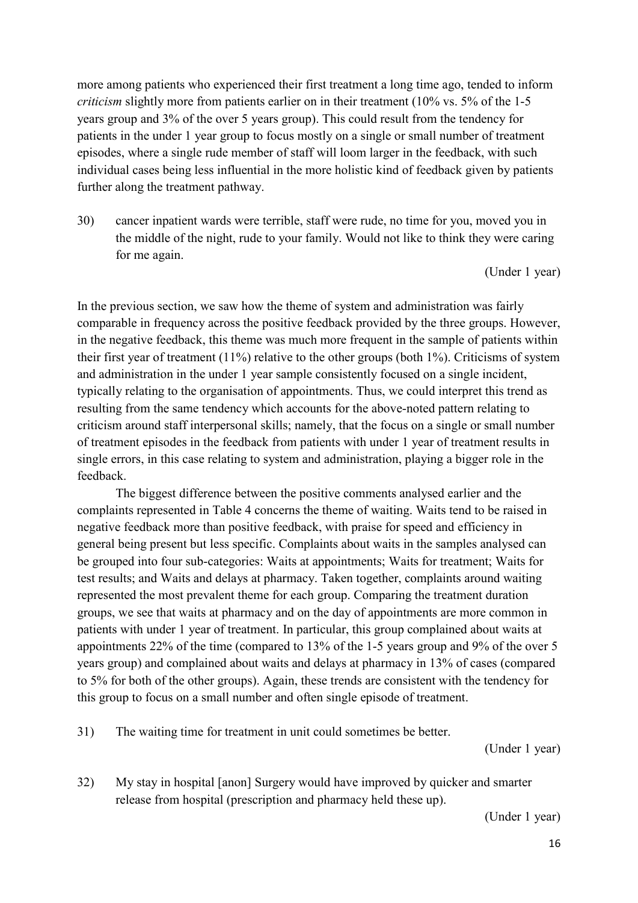more among patients who experienced their first treatment a long time ago, tended to inform *criticism* slightly more from patients earlier on in their treatment (10% vs. 5% of the 1-5 years group and 3% of the over 5 years group). This could result from the tendency for patients in the under 1 year group to focus mostly on a single or small number of treatment episodes, where a single rude member of staff will loom larger in the feedback, with such individual cases being less influential in the more holistic kind of feedback given by patients further along the treatment pathway.

30) cancer inpatient wards were terrible, staff were rude, no time for you, moved you in the middle of the night, rude to your family. Would not like to think they were caring for me again.

(Under 1 year)

In the previous section, we saw how the theme of system and administration was fairly comparable in frequency across the positive feedback provided by the three groups. However, in the negative feedback, this theme was much more frequent in the sample of patients within their first year of treatment (11%) relative to the other groups (both 1%). Criticisms of system and administration in the under 1 year sample consistently focused on a single incident, typically relating to the organisation of appointments. Thus, we could interpret this trend as resulting from the same tendency which accounts for the above-noted pattern relating to criticism around staff interpersonal skills; namely, that the focus on a single or small number of treatment episodes in the feedback from patients with under 1 year of treatment results in single errors, in this case relating to system and administration, playing a bigger role in the feedback.

The biggest difference between the positive comments analysed earlier and the complaints represented in Table 4 concerns the theme of waiting. Waits tend to be raised in negative feedback more than positive feedback, with praise for speed and efficiency in general being present but less specific. Complaints about waits in the samples analysed can be grouped into four sub-categories: Waits at appointments; Waits for treatment; Waits for test results; and Waits and delays at pharmacy. Taken together, complaints around waiting represented the most prevalent theme for each group. Comparing the treatment duration groups, we see that waits at pharmacy and on the day of appointments are more common in patients with under 1 year of treatment. In particular, this group complained about waits at appointments 22% of the time (compared to 13% of the 1-5 years group and 9% of the over 5 years group) and complained about waits and delays at pharmacy in 13% of cases (compared to 5% for both of the other groups). Again, these trends are consistent with the tendency for this group to focus on a small number and often single episode of treatment.

31) The waiting time for treatment in unit could sometimes be better.

(Under 1 year)

32) My stay in hospital [anon] Surgery would have improved by quicker and smarter release from hospital (prescription and pharmacy held these up).

(Under 1 year)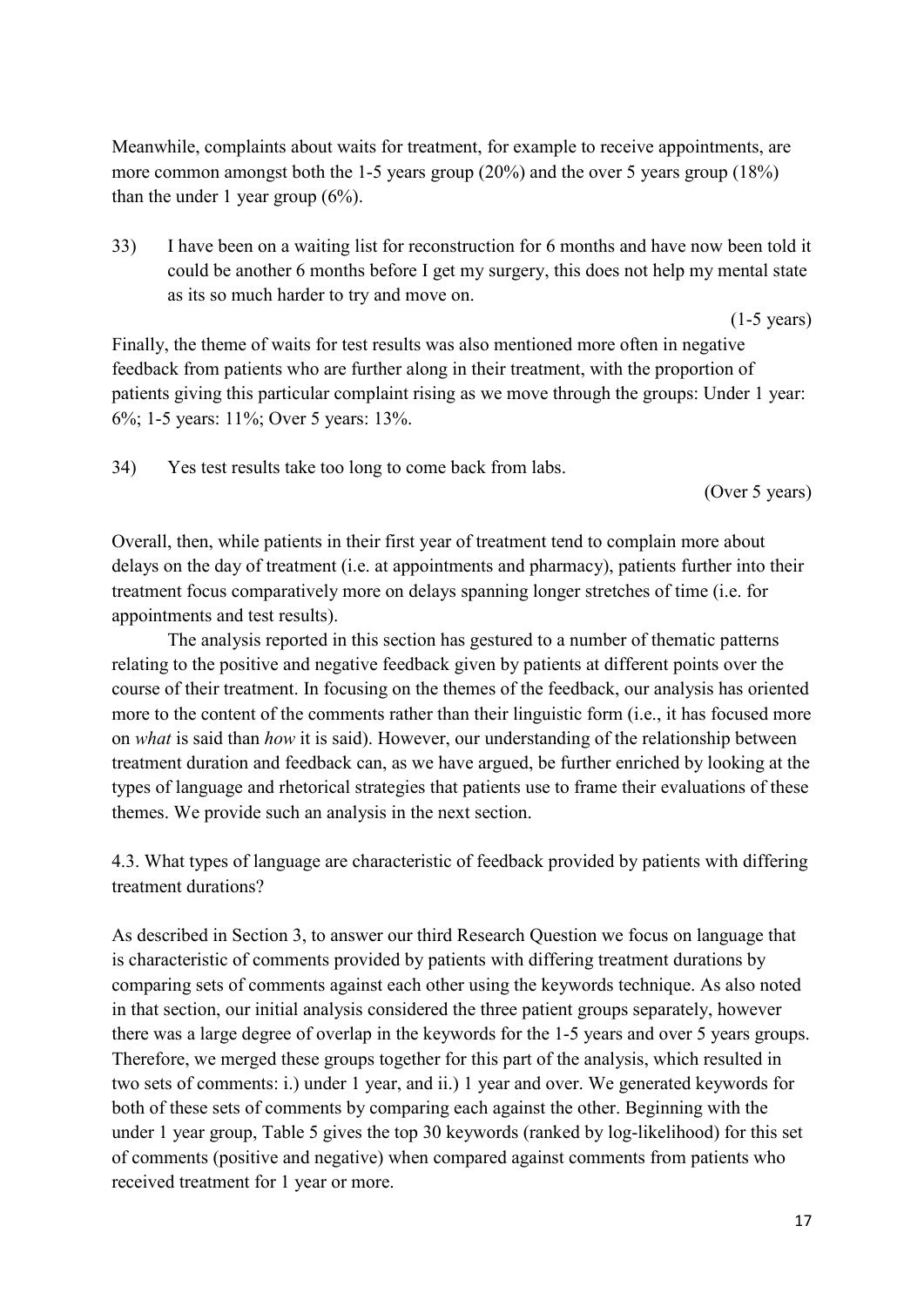Meanwhile, complaints about waits for treatment, for example to receive appointments, are more common amongst both the 1-5 years group (20%) and the over 5 years group (18%) than the under 1 year group (6%).

33) I have been on a waiting list for reconstruction for 6 months and have now been told it could be another 6 months before I get my surgery, this does not help my mental state as its so much harder to try and move on.

(1-5 years)

Finally, the theme of waits for test results was also mentioned more often in negative feedback from patients who are further along in their treatment, with the proportion of patients giving this particular complaint rising as we move through the groups: Under 1 year: 6%; 1-5 years: 11%; Over 5 years: 13%.

34) Yes test results take too long to come back from labs.

(Over 5 years)

Overall, then, while patients in their first year of treatment tend to complain more about delays on the day of treatment (i.e. at appointments and pharmacy), patients further into their treatment focus comparatively more on delays spanning longer stretches of time (i.e. for appointments and test results).

The analysis reported in this section has gestured to a number of thematic patterns relating to the positive and negative feedback given by patients at different points over the course of their treatment. In focusing on the themes of the feedback, our analysis has oriented more to the content of the comments rather than their linguistic form (i.e., it has focused more on *what* is said than *how* it is said). However, our understanding of the relationship between treatment duration and feedback can, as we have argued, be further enriched by looking at the types of language and rhetorical strategies that patients use to frame their evaluations of these themes. We provide such an analysis in the next section.

### 4.3. What types of language are characteristic of feedback provided by patients with differing treatment durations?

As described in Section 3, to answer our third Research Question we focus on language that is characteristic of comments provided by patients with differing treatment durations by comparing sets of comments against each other using the keywords technique. As also noted in that section, our initial analysis considered the three patient groups separately, however there was a large degree of overlap in the keywords for the 1-5 years and over 5 years groups. Therefore, we merged these groups together for this part of the analysis, which resulted in two sets of comments: i.) under 1 year, and ii.) 1 year and over. We generated keywords for both of these sets of comments by comparing each against the other. Beginning with the under 1 year group, Table 5 gives the top 30 keywords (ranked by log-likelihood) for this set of comments (positive and negative) when compared against comments from patients who received treatment for 1 year or more.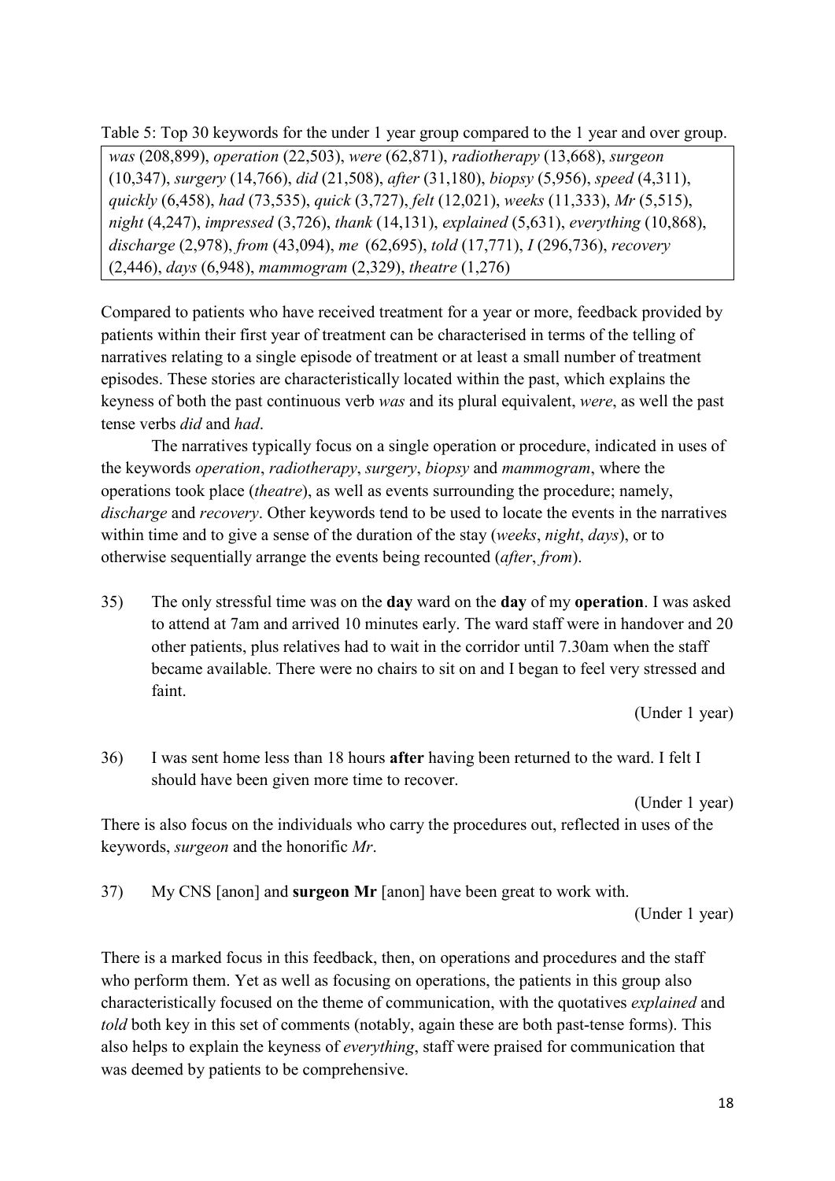Table 5: Top 30 keywords for the under 1 year group compared to the 1 year and over group.

*was* (208,899), *operation* (22,503), *were* (62,871), *radiotherapy* (13,668), *surgeon* (10,347), *surgery* (14,766), *did* (21,508), *after* (31,180), *biopsy* (5,956), *speed* (4,311), *quickly* (6,458), *had* (73,535), *quick* (3,727), *felt* (12,021), *weeks* (11,333), *Mr* (5,515), *night* (4,247), *impressed* (3,726), *thank* (14,131), *explained* (5,631), *everything* (10,868), *discharge* (2,978), *from* (43,094), *me* (62,695), *told* (17,771), *I* (296,736), *recovery* (2,446), *days* (6,948), *mammogram* (2,329), *theatre* (1,276)

Compared to patients who have received treatment for a year or more, feedback provided by patients within their first year of treatment can be characterised in terms of the telling of narratives relating to a single episode of treatment or at least a small number of treatment episodes. These stories are characteristically located within the past, which explains the keyness of both the past continuous verb *was* and its plural equivalent, *were*, as well the past tense verbs *did* and *had*.

The narratives typically focus on a single operation or procedure, indicated in uses of the keywords *operation*, *radiotherapy*, *surgery*, *biopsy* and *mammogram*, where the operations took place (*theatre*), as well as events surrounding the procedure; namely, *discharge* and *recovery*. Other keywords tend to be used to locate the events in the narratives within time and to give a sense of the duration of the stay (*weeks*, *night*, *days*), or to otherwise sequentially arrange the events being recounted (*after*, *from*).

35) The only stressful time was on the **day** ward on the **day** of my **operation**. I was asked to attend at 7am and arrived 10 minutes early. The ward staff were in handover and 20 other patients, plus relatives had to wait in the corridor until 7.30am when the staff became available. There were no chairs to sit on and I began to feel very stressed and faint.

(Under 1 year)

36) I was sent home less than 18 hours **after** having been returned to the ward. I felt I should have been given more time to recover.

(Under 1 year)

There is also focus on the individuals who carry the procedures out, reflected in uses of the keywords, *surgeon* and the honorific *Mr*.

37) My CNS [anon] and **surgeon Mr** [anon] have been great to work with.

(Under 1 year)

There is a marked focus in this feedback, then, on operations and procedures and the staff who perform them. Yet as well as focusing on operations, the patients in this group also characteristically focused on the theme of communication, with the quotatives *explained* and *told* both key in this set of comments (notably, again these are both past-tense forms). This also helps to explain the keyness of *everything*, staff were praised for communication that was deemed by patients to be comprehensive.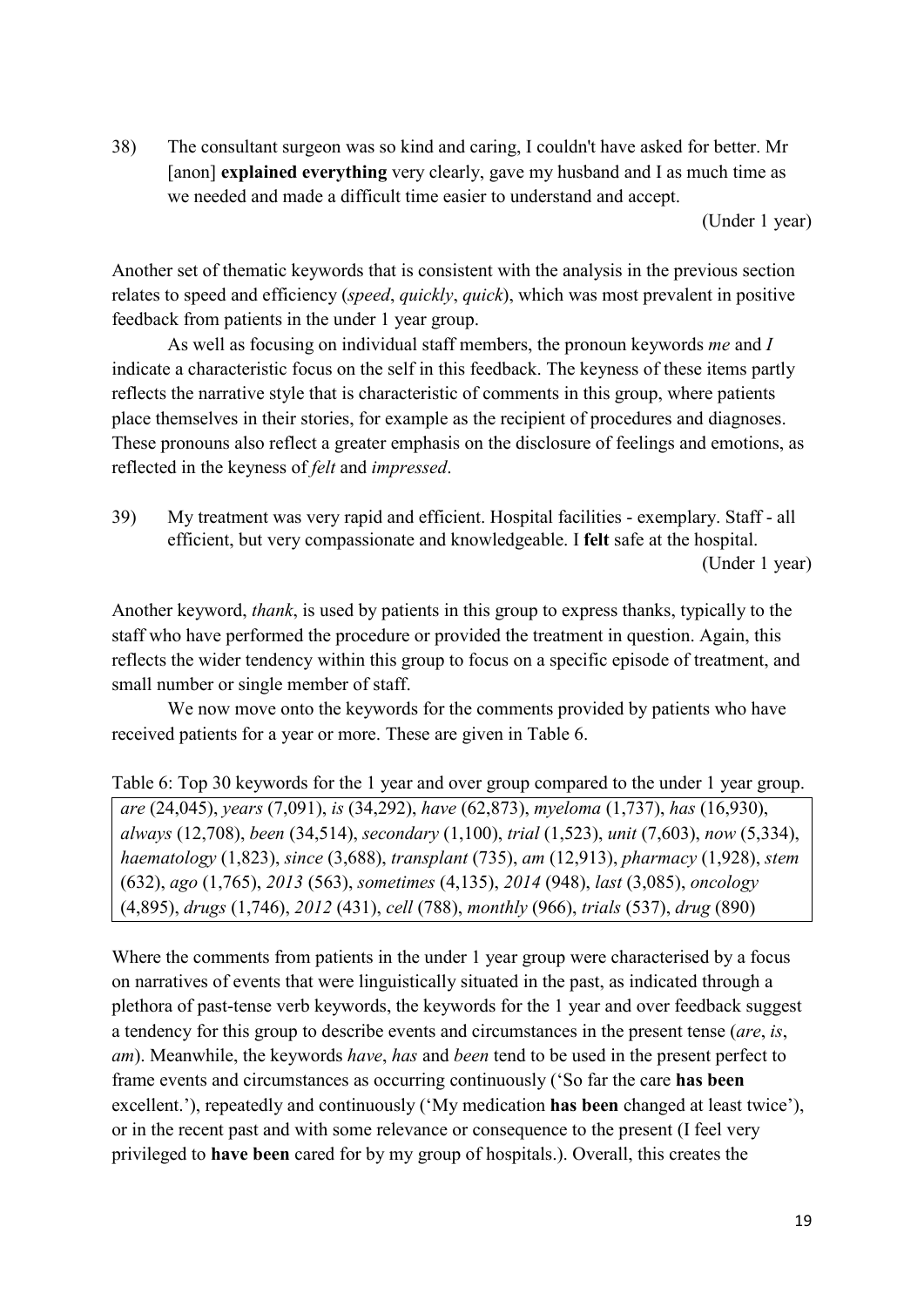38) The consultant surgeon was so kind and caring, I couldn't have asked for better. Mr [anon] **explained everything** very clearly, gave my husband and I as much time as we needed and made a difficult time easier to understand and accept.

(Under 1 year)

Another set of thematic keywords that is consistent with the analysis in the previous section relates to speed and efficiency (*speed*, *quickly*, *quick*), which was most prevalent in positive feedback from patients in the under 1 year group.

As well as focusing on individual staff members, the pronoun keywords *me* and *I* indicate a characteristic focus on the self in this feedback. The keyness of these items partly reflects the narrative style that is characteristic of comments in this group, where patients place themselves in their stories, for example as the recipient of procedures and diagnoses. These pronouns also reflect a greater emphasis on the disclosure of feelings and emotions, as reflected in the keyness of *felt* and *impressed*.

39) My treatment was very rapid and efficient. Hospital facilities - exemplary. Staff - all efficient, but very compassionate and knowledgeable. I **felt** safe at the hospital.

(Under 1 year)

Another keyword, *thank*, is used by patients in this group to express thanks, typically to the staff who have performed the procedure or provided the treatment in question. Again, this reflects the wider tendency within this group to focus on a specific episode of treatment, and small number or single member of staff.

We now move onto the keywords for the comments provided by patients who have received patients for a year or more. These are given in Table 6.

Table 6: Top 30 keywords for the 1 year and over group compared to the under 1 year group.

*are* (24,045), *years* (7,091), *is* (34,292), *have* (62,873), *myeloma* (1,737), *has* (16,930), *always* (12,708), *been* (34,514), *secondary* (1,100), *trial* (1,523), *unit* (7,603), *now* (5,334), *haematology* (1,823), *since* (3,688), *transplant* (735), *am* (12,913), *pharmacy* (1,928), *stem* (632), *ago* (1,765), *2013* (563), *sometimes* (4,135), *2014* (948), *last* (3,085), *oncology* (4,895), *drugs* (1,746), *2012* (431), *cell* (788), *monthly* (966), *trials* (537), *drug* (890)

Where the comments from patients in the under 1 year group were characterised by a focus on narratives of events that were linguistically situated in the past, as indicated through a plethora of past-tense verb keywords, the keywords for the 1 year and over feedback suggest a tendency for this group to describe events and circumstances in the present tense (*are*, *is*, *am*). Meanwhile, the keywords *have*, *has* and *been* tend to be used in the present perfect to frame events and circumstances as occurring continuously ('So far the care **has been** excellent.'), repeatedly and continuously ('My medication **has been** changed at least twice'), or in the recent past and with some relevance or consequence to the present (I feel very privileged to **have been** cared for by my group of hospitals.). Overall, this creates the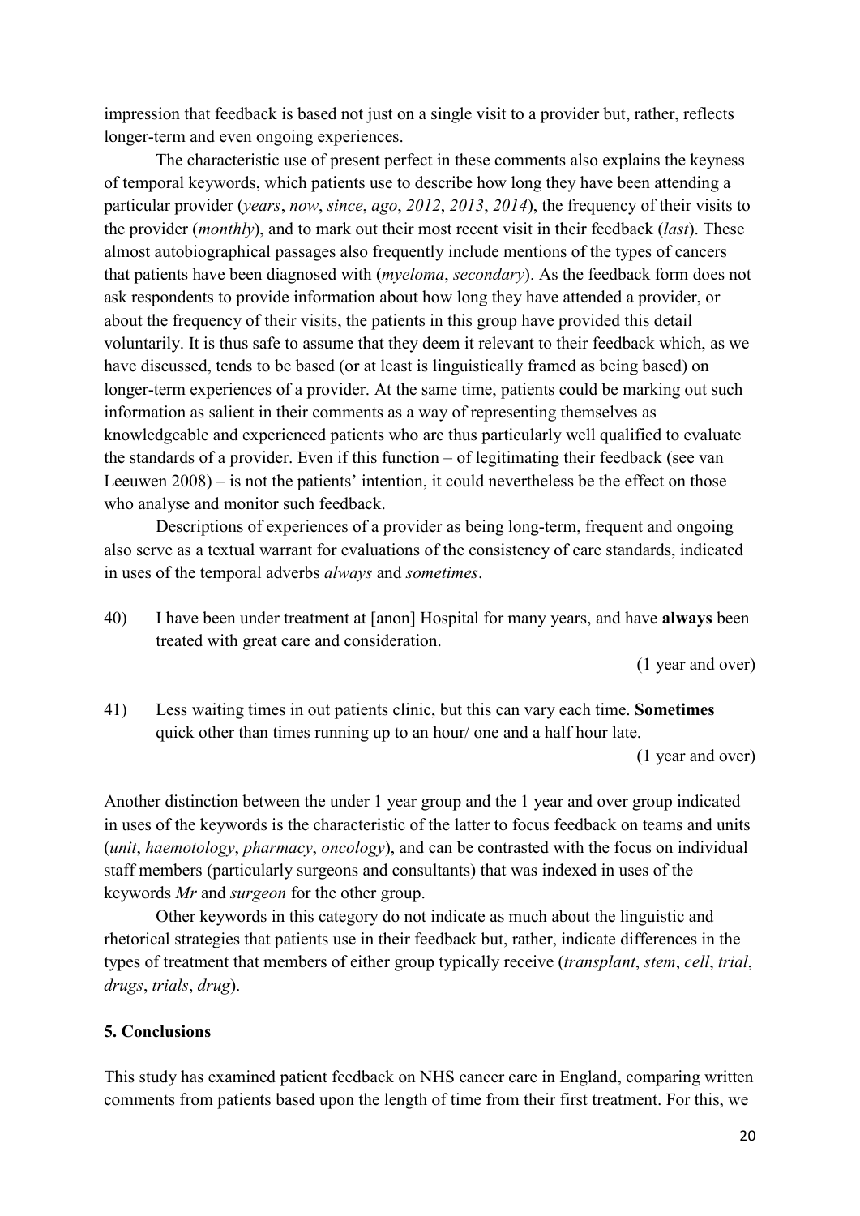impression that feedback is based not just on a single visit to a provider but, rather, reflects longer-term and even ongoing experiences.

The characteristic use of present perfect in these comments also explains the keyness of temporal keywords, which patients use to describe how long they have been attending a particular provider (*years*, *now*, *since*, *ago*, *2012*, *2013*, *2014*), the frequency of their visits to the provider (*monthly*), and to mark out their most recent visit in their feedback (*last*). These almost autobiographical passages also frequently include mentions of the types of cancers that patients have been diagnosed with (*myeloma*, *secondary*). As the feedback form does not ask respondents to provide information about how long they have attended a provider, or about the frequency of their visits, the patients in this group have provided this detail voluntarily. It is thus safe to assume that they deem it relevant to their feedback which, as we have discussed, tends to be based (or at least is linguistically framed as being based) on longer-term experiences of a provider. At the same time, patients could be marking out such information as salient in their comments as a way of representing themselves as knowledgeable and experienced patients who are thus particularly well qualified to evaluate the standards of a provider. Even if this function – of legitimating their feedback (see van Leeuwen 2008) – is not the patients' intention, it could nevertheless be the effect on those who analyse and monitor such feedback.

Descriptions of experiences of a provider as being long-term, frequent and ongoing also serve as a textual warrant for evaluations of the consistency of care standards, indicated in uses of the temporal adverbs *always* and *sometimes*.

40) I have been under treatment at [anon] Hospital for many years, and have **always** been treated with great care and consideration.

(1 year and over)

41) Less waiting times in out patients clinic, but this can vary each time. **Sometimes** quick other than times running up to an hour/ one and a half hour late.

(1 year and over)

Another distinction between the under 1 year group and the 1 year and over group indicated in uses of the keywords is the characteristic of the latter to focus feedback on teams and units (*unit*, *haemotology*, *pharmacy*, *oncology*), and can be contrasted with the focus on individual staff members (particularly surgeons and consultants) that was indexed in uses of the keywords *Mr* and *surgeon* for the other group.

Other keywords in this category do not indicate as much about the linguistic and rhetorical strategies that patients use in their feedback but, rather, indicate differences in the types of treatment that members of either group typically receive (*transplant*, *stem*, *cell*, *trial*, *drugs*, *trials*, *drug*).

## 5. Conclusions

This study has examined patient feedback on NHS cancer care in England, comparing written comments from patients based upon the length of time from their first treatment. For this, we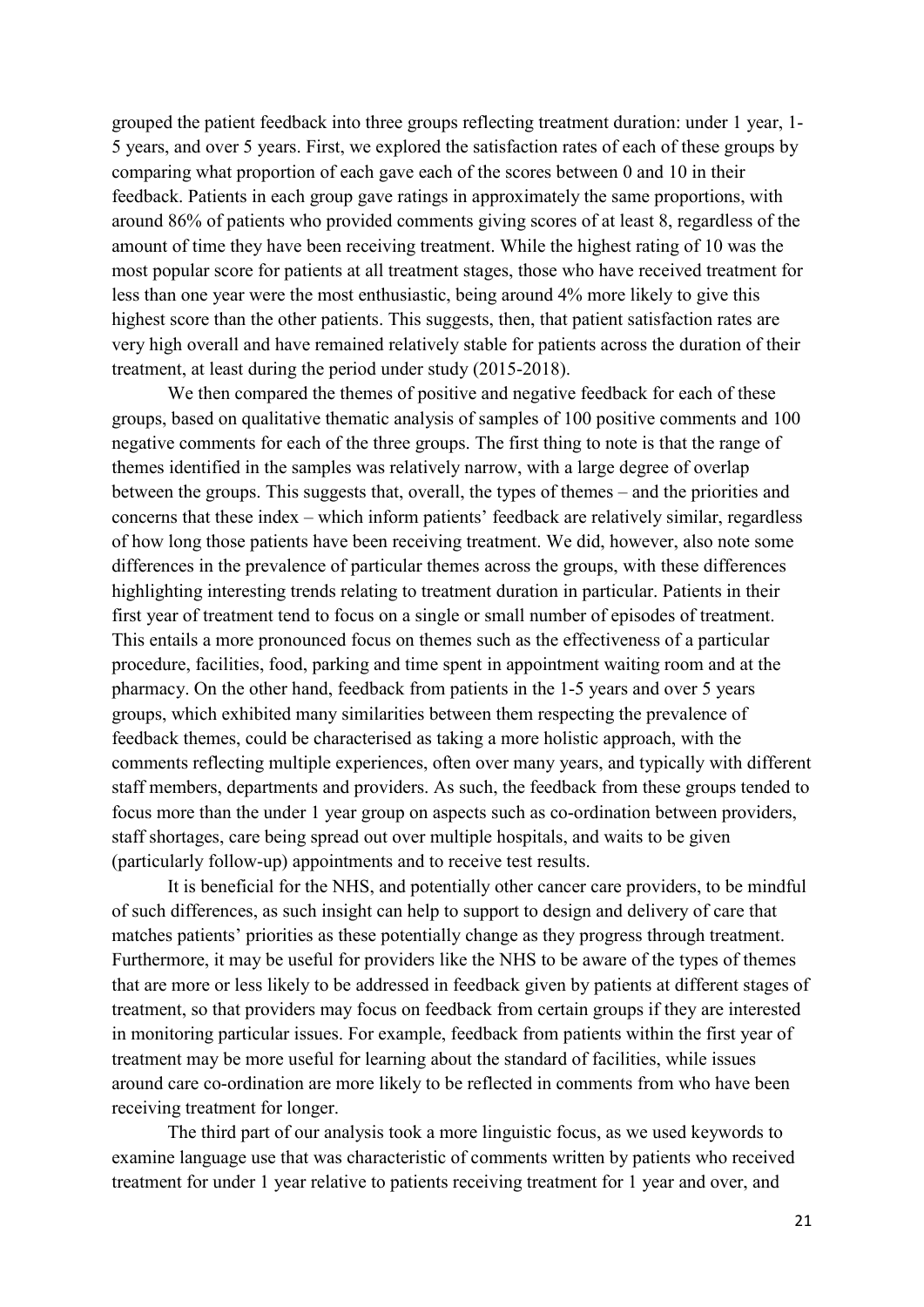grouped the patient feedback into three groups reflecting treatment duration: under 1 year, 1-5 years, and over 5 years. First, we explored the satisfaction rates of each of these groups by comparing what proportion of each gave each of the scores between 0 and 10 in their feedback. Patients in each group gave ratings in approximately the same proportions, with around 86% of patients who provided comments giving scores of at least 8, regardless of the amount of time they have been receiving treatment. While the highest rating of 10 was the most popular score for patients at all treatment stages, those who have received treatment for less than one year were the most enthusiastic, being around 4% more likely to give this highest score than the other patients. This suggests, then, that patient satisfaction rates are very high overall and have remained relatively stable for patients across the duration of their treatment, at least during the period under study (2015-2018).

We then compared the themes of positive and negative feedback for each of these groups, based on qualitative thematic analysis of samples of 100 positive comments and 100 negative comments for each of the three groups. The first thing to note is that the range of themes identified in the samples was relatively narrow, with a large degree of overlap between the groups. This suggests that, overall, the types of themes – and the priorities and concerns that these index – which inform patients' feedback are relatively similar, regardless of how long those patients have been receiving treatment. We did, however, also note some differences in the prevalence of particular themes across the groups, with these differences highlighting interesting trends relating to treatment duration in particular. Patients in their first year of treatment tend to focus on a single or small number of episodes of treatment. This entails a more pronounced focus on themes such as the effectiveness of a particular procedure, facilities, food, parking and time spent in appointment waiting room and at the pharmacy. On the other hand, feedback from patients in the 1-5 years and over 5 years groups, which exhibited many similarities between them respecting the prevalence of feedback themes, could be characterised as taking a more holistic approach, with the comments reflecting multiple experiences, often over many years, and typically with different staff members, departments and providers. As such, the feedback from these groups tended to focus more than the under 1 year group on aspects such as co-ordination between providers, staff shortages, care being spread out over multiple hospitals, and waits to be given (particularly follow-up) appointments and to receive test results.

It is beneficial for the NHS, and potentially other cancer care providers, to be mindful of such differences, as such insight can help to support to design and delivery of care that matches patients' priorities as these potentially change as they progress through treatment. Furthermore, it may be useful for providers like the NHS to be aware of the types of themes that are more or less likely to be addressed in feedback given by patients at different stages of treatment, so that providers may focus on feedback from certain groups if they are interested in monitoring particular issues. For example, feedback from patients within the first year of treatment may be more useful for learning about the standard of facilities, while issues around care co-ordination are more likely to be reflected in comments from who have been receiving treatment for longer.

The third part of our analysis took a more linguistic focus, as we used keywords to examine language use that was characteristic of comments written by patients who received treatment for under 1 year relative to patients receiving treatment for 1 year and over, and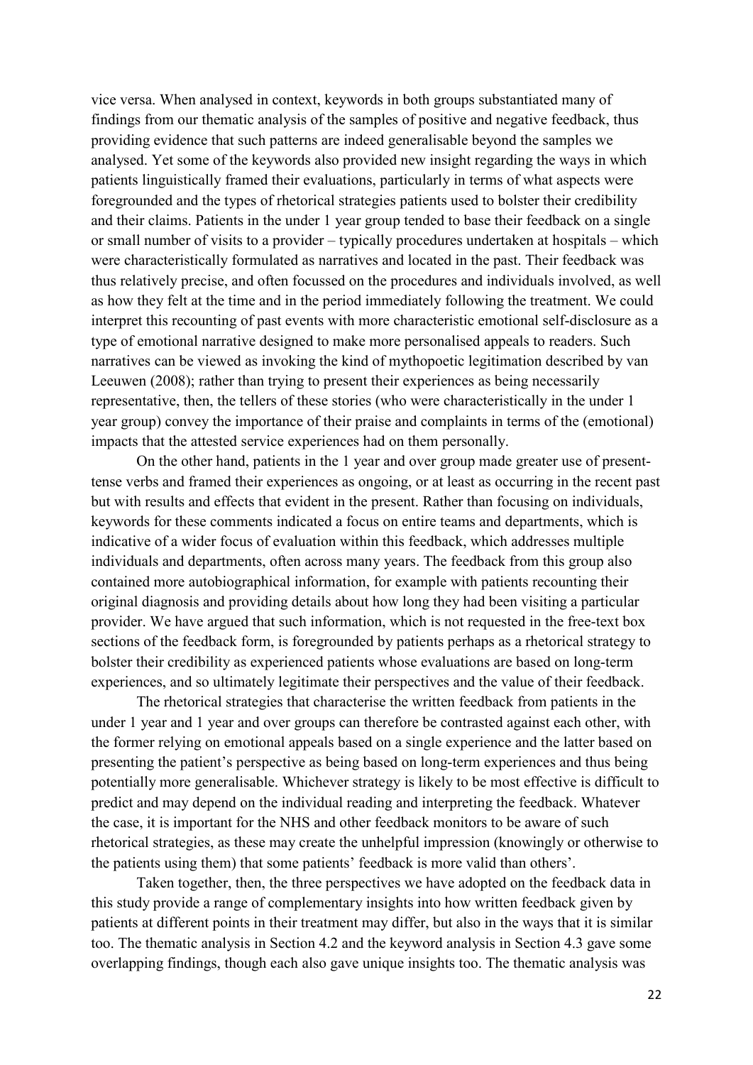vice versa. When analysed in context, keywords in both groups substantiated many of findings from our thematic analysis of the samples of positive and negative feedback, thus providing evidence that such patterns are indeed generalisable beyond the samples we analysed. Yet some of the keywords also provided new insight regarding the ways in which patients linguistically framed their evaluations, particularly in terms of what aspects were foregrounded and the types of rhetorical strategies patients used to bolster their credibility and their claims. Patients in the under 1 year group tended to base their feedback on a single or small number of visits to a provider – typically procedures undertaken at hospitals – which were characteristically formulated as narratives and located in the past. Their feedback was thus relatively precise, and often focussed on the procedures and individuals involved, as well as how they felt at the time and in the period immediately following the treatment. We could interpret this recounting of past events with more characteristic emotional self-disclosure as a type of emotional narrative designed to make more personalised appeals to readers. Such narratives can be viewed as invoking the kind of mythopoetic legitimation described by van Leeuwen (2008); rather than trying to present their experiences as being necessarily representative, then, the tellers of these stories (who were characteristically in the under 1 year group) convey the importance of their praise and complaints in terms of the (emotional) impacts that the attested service experiences had on them personally.

On the other hand, patients in the 1 year and over group made greater use of present-tense verbs and framed their experiences as ongoing, or at least as occurring in the recent past but with results and effects that evident in the present. Rather than focusing on individuals, keywords for these comments indicated a focus on entire teams and departments, which is indicative of a wider focus of evaluation within this feedback, which addresses multiple individuals and departments, often across many years. The feedback from this group also contained more autobiographical information, for example with patients recounting their original diagnosis and providing details about how long they had been visiting a particular provider. We have argued that such information, which is not requested in the free-text box sections of the feedback form, is foregrounded by patients perhaps as a rhetorical strategy to bolster their credibility as experienced patients whose evaluations are based on long-term experiences, and so ultimately legitimate their perspectives and the value of their feedback.

The rhetorical strategies that characterise the written feedback from patients in the under 1 year and 1 year and over groups can therefore be contrasted against each other, with the former relying on emotional appeals based on a single experience and the latter based on presenting the patient's perspective as being based on long-term experiences and thus being potentially more generalisable. Whichever strategy is likely to be most effective is difficult to predict and may depend on the individual reading and interpreting the feedback. Whatever the case, it is important for the NHS and other feedback monitors to be aware of such rhetorical strategies, as these may create the unhelpful impression (knowingly or otherwise to the patients using them) that some patients' feedback is more valid than others'.

Taken together, then, the three perspectives we have adopted on the feedback data in this study provide a range of complementary insights into how written feedback given by patients at different points in their treatment may differ, but also in the ways that it is similar too. The thematic analysis in Section 4.2 and the keyword analysis in Section 4.3 gave some overlapping findings, though each also gave unique insights too. The thematic analysis was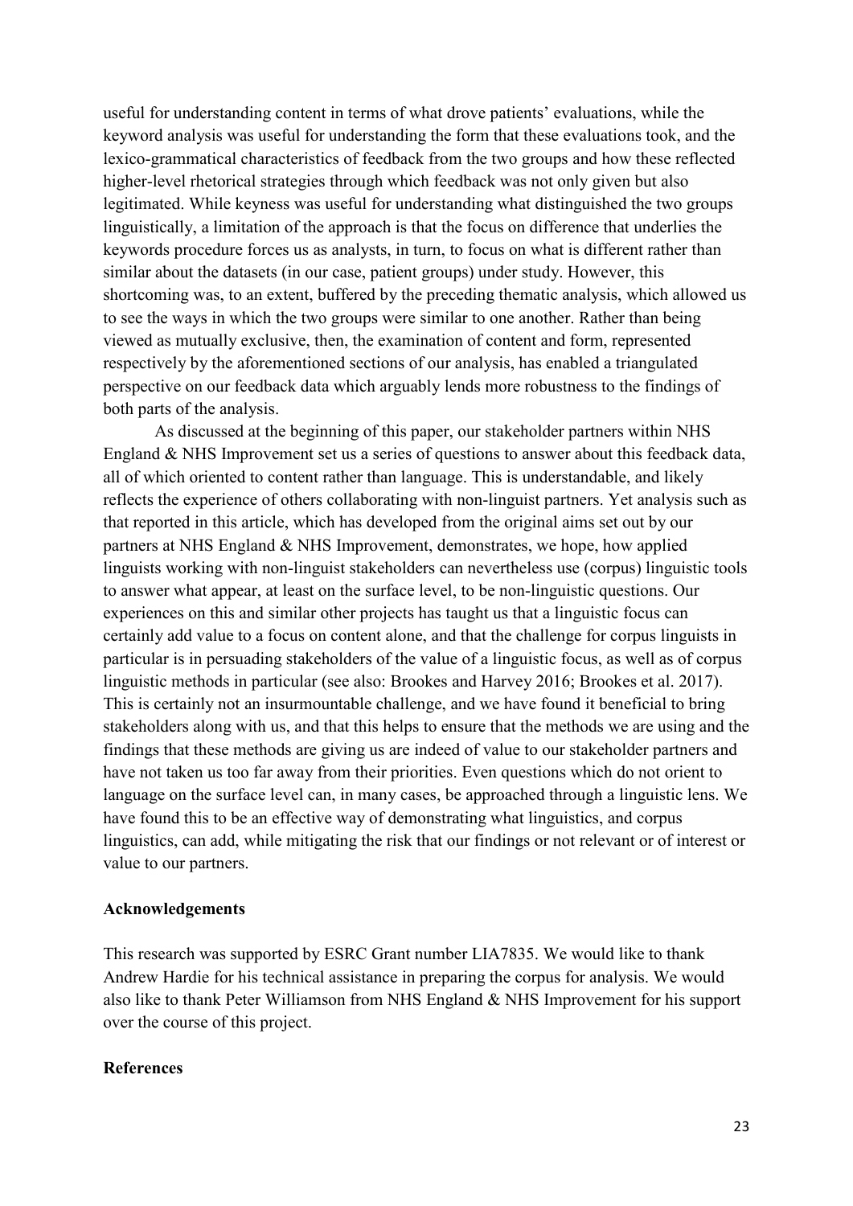useful for understanding content in terms of what drove patients' evaluations, while the keyword analysis was useful for understanding the form that these evaluations took, and the lexico-grammatical characteristics of feedback from the two groups and how these reflected higher-level rhetorical strategies through which feedback was not only given but also legitimated. While keyness was useful for understanding what distinguished the two groups linguistically, a limitation of the approach is that the focus on difference that underlies the keywords procedure forces us as analysts, in turn, to focus on what is different rather than similar about the datasets (in our case, patient groups) under study. However, this shortcoming was, to an extent, buffered by the preceding thematic analysis, which allowed us to see the ways in which the two groups were similar to one another. Rather than being viewed as mutually exclusive, then, the examination of content and form, represented respectively by the aforementioned sections of our analysis, has enabled a triangulated perspective on our feedback data which arguably lends more robustness to the findings of both parts of the analysis.

As discussed at the beginning of this paper, our stakeholder partners within NHS England & NHS Improvement set us a series of questions to answer about this feedback data, all of which oriented to content rather than language. This is understandable, and likely reflects the experience of others collaborating with non-linguist partners. Yet analysis such as that reported in this article, which has developed from the original aims set out by our partners at NHS England & NHS Improvement, demonstrates, we hope, how applied linguists working with non-linguist stakeholders can nevertheless use (corpus) linguistic tools to answer what appear, at least on the surface level, to be non-linguistic questions. Our experiences on this and similar other projects has taught us that a linguistic focus can certainly add value to a focus on content alone, and that the challenge for corpus linguists in particular is in persuading stakeholders of the value of a linguistic focus, as well as of corpus linguistic methods in particular (see also: Brookes and Harvey 2016; Brookes et al. 2017). This is certainly not an insurmountable challenge, and we have found it beneficial to bring stakeholders along with us, and that this helps to ensure that the methods we are using and the findings that these methods are giving us are indeed of value to our stakeholder partners and have not taken us too far away from their priorities. Even questions which do not orient to language on the surface level can, in many cases, be approached through a linguistic lens. We have found this to be an effective way of demonstrating what linguistics, and corpus linguistics, can add, while mitigating the risk that our findings or not relevant or of interest or value to our partners.

## Acknowledgements

This research was supported by ESRC Grant number LIA7835. We would like to thank Andrew Hardie for his technical assistance in preparing the corpus for analysis. We would also like to thank Peter Williamson from NHS England & NHS Improvement for his support over the course of this project.

## References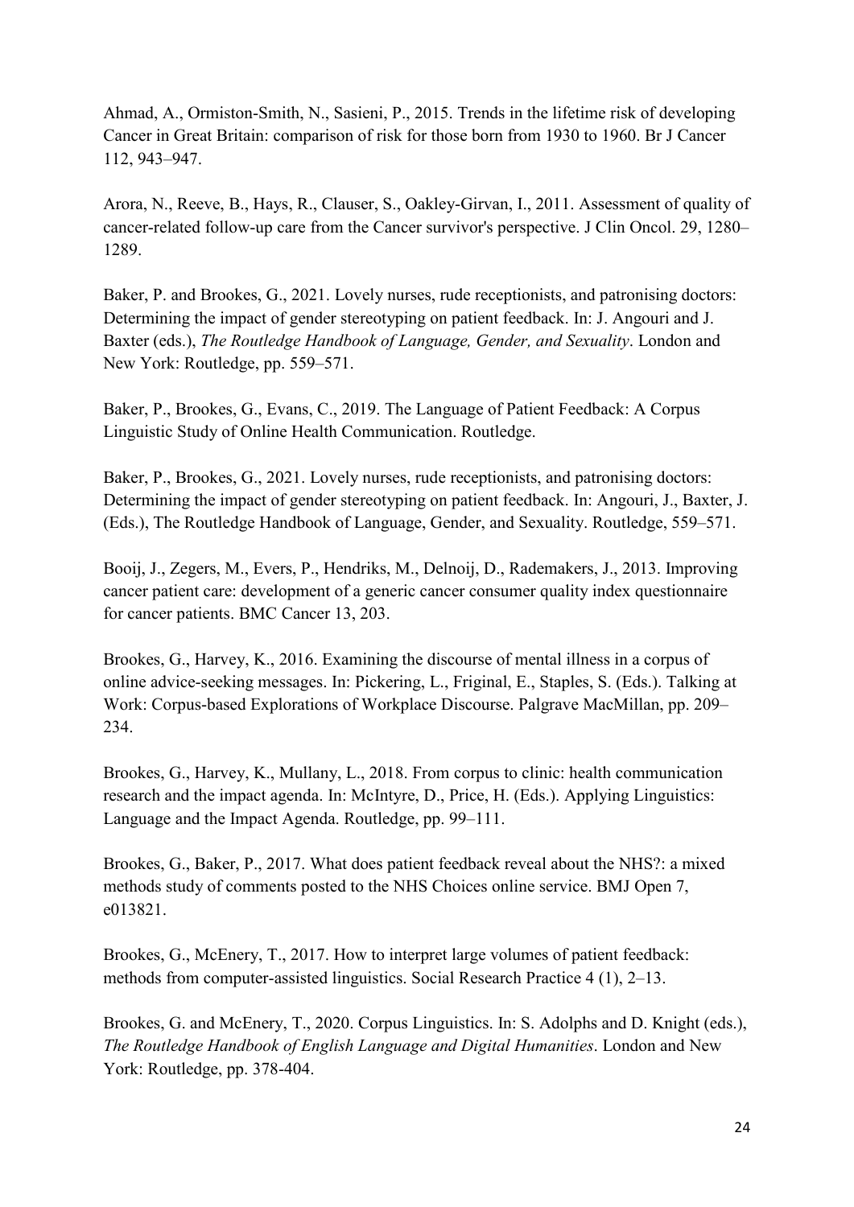Ahmad, A., Ormiston-Smith, N., Sasieni, P., 2015. Trends in the lifetime risk of developing Cancer in Great Britain: comparison of risk for those born from 1930 to 1960. Br J Cancer 112, 943–947.

Arora, N., Reeve, B., Hays, R., Clauser, S., Oakley-Girvan, I., 2011. Assessment of quality of cancer-related follow-up care from the Cancer survivor's perspective. J Clin Oncol. 29, 1280–1289.

Baker, P. and Brookes, G., 2021. Lovely nurses, rude receptionists, and patronising doctors: Determining the impact of gender stereotyping on patient feedback. In: J. Angouri and J. Baxter (eds.), *The Routledge Handbook of Language, Gender, and Sexuality*. London and New York: Routledge, pp. 559–571.

Baker, P., Brookes, G., Evans, C., 2019. The Language of Patient Feedback: A Corpus Linguistic Study of Online Health Communication. Routledge.

Baker, P., Brookes, G., 2021. Lovely nurses, rude receptionists, and patronising doctors: Determining the impact of gender stereotyping on patient feedback. In: Angouri, J., Baxter, J. (Eds.), The Routledge Handbook of Language, Gender, and Sexuality. Routledge, 559–571.

Booij, J., Zegers, M., Evers, P., Hendriks, M., Delnoij, D., Rademakers, J., 2013. Improving cancer patient care: development of a generic cancer consumer quality index questionnaire for cancer patients. BMC Cancer 13, 203.

Brookes, G., Harvey, K., 2016. Examining the discourse of mental illness in a corpus of online advice-seeking messages. In: Pickering, L., Friginal, E., Staples, S. (Eds.). Talking at Work: Corpus-based Explorations of Workplace Discourse. Palgrave MacMillan, pp. 209–234.

Brookes, G., Harvey, K., Mullany, L., 2018. From corpus to clinic: health communication research and the impact agenda. In: McIntyre, D., Price, H. (Eds.). Applying Linguistics: Language and the Impact Agenda. Routledge, pp. 99–111.

Brookes, G., Baker, P., 2017. What does patient feedback reveal about the NHS?: a mixed methods study of comments posted to the NHS Choices online service. BMJ Open 7, e013821.

Brookes, G., McEnery, T., 2017. How to interpret large volumes of patient feedback: methods from computer-assisted linguistics. Social Research Practice 4 (1), 2–13.

Brookes, G. and McEnery, T., 2020. Corpus Linguistics. In: S. Adolphs and D. Knight (eds.), *The Routledge Handbook of English Language and Digital Humanities*. London and New York: Routledge, pp. 378-404.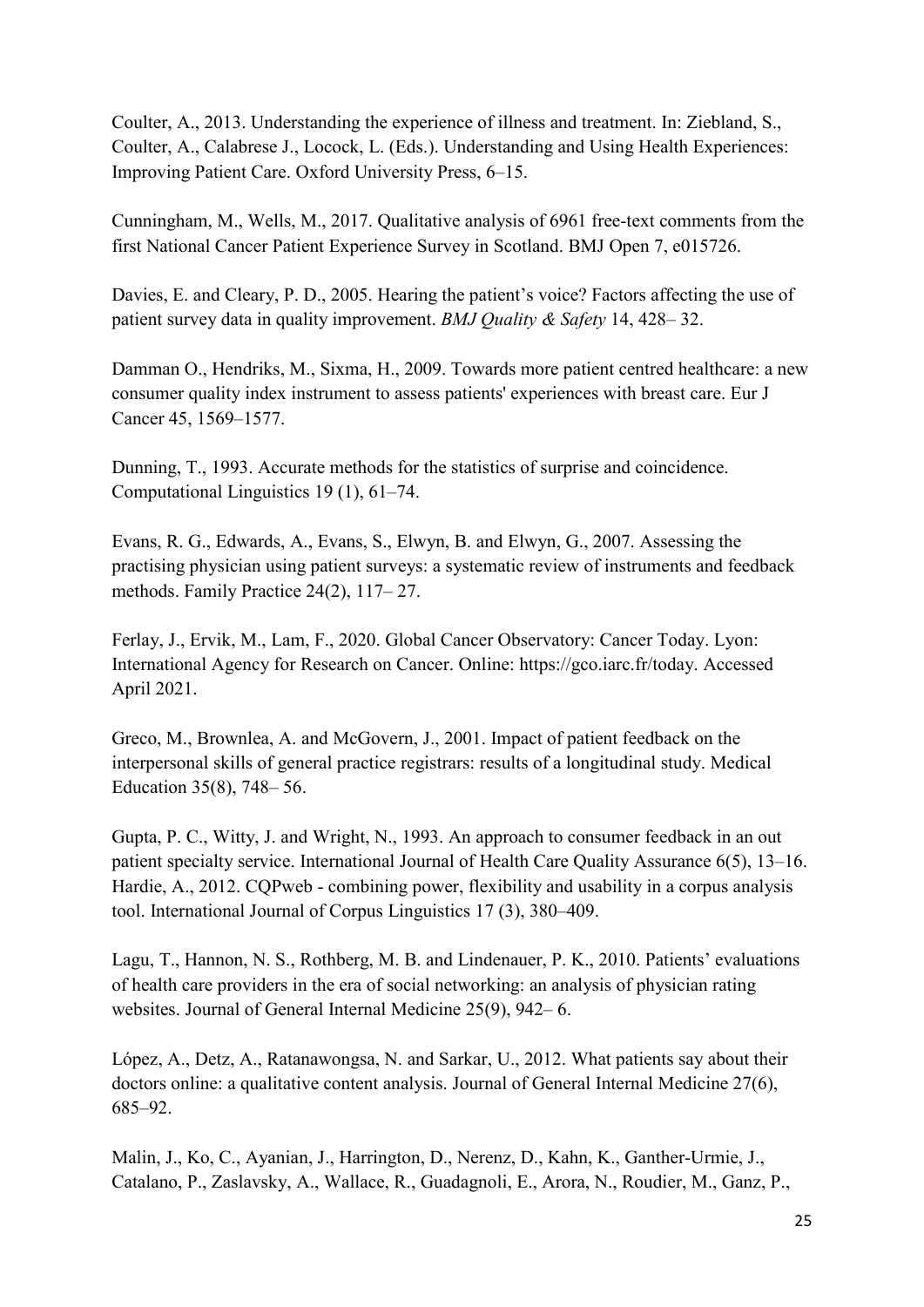Coulter, A., 2013. Understanding the experience of illness and treatment. In: Ziebland, S., Coulter, A., Calabrese J., Locock, L. (Eds.). Understanding and Using Health Experiences: Improving Patient Care. Oxford University Press, 6–15.

Cunningham, M., Wells, M., 2017. Qualitative analysis of 6961 free-text comments from the first National Cancer Patient Experience Survey in Scotland. BMJ Open 7, e015726.

Davies, E. and Cleary, P. D., 2005. Hearing the patient's voice? Factors affecting the use of patient survey data in quality improvement. *BMJ Quality & Safety* 14, 428– 32.

Damman O., Hendriks, M., Sixma, H., 2009. Towards more patient centred healthcare: a new consumer quality index instrument to assess patients' experiences with breast care. Eur J Cancer 45, 1569–1577.

Dunning, T., 1993. Accurate methods for the statistics of surprise and coincidence. Computational Linguistics 19 (1), 61–74.

Evans, R. G., Edwards, A., Evans, S., Elwyn, B. and Elwyn, G., 2007. Assessing the practising physician using patient surveys: a systematic review of instruments and feedback methods. Family Practice 24(2), 117– 27.

Ferlay, J., Ervik, M., Lam, F., 2020. Global Cancer Observatory: Cancer Today. Lyon: International Agency for Research on Cancer. Online: https://gco.iarc.fr/today. Accessed April 2021.

Greco, M., Brownlea, A. and McGovern, J., 2001. Impact of patient feedback on the interpersonal skills of general practice registrars: results of a longitudinal study. Medical Education 35(8), 748– 56.

Gupta, P. C., Witty, J. and Wright, N., 1993. An approach to consumer feedback in an out patient specialty service. International Journal of Health Care Quality Assurance 6(5), 13–16.

Hardie, A., 2012. CQPweb - combining power, flexibility and usability in a corpus analysis tool. International Journal of Corpus Linguistics 17 (3), 380–409.

Lagu, T., Hannon, N. S., Rothberg, M. B. and Lindenauer, P. K., 2010. Patients' evaluations of health care providers in the era of social networking: an analysis of physician rating websites. Journal of General Internal Medicine 25(9), 942– 6.

López, A., Detz, A., Ratanawongsa, N. and Sarkar, U., 2012. What patients say about their doctors online: a qualitative content analysis. Journal of General Internal Medicine 27(6), 685–92.

Malin, J., Ko, C., Ayanian, J., Harrington, D., Nerenz, D., Kahn, K., Ganther-Urmie, J., Catalano, P., Zaslavsky, A., Wallace, R., Guadagnoli, E., Arora, N., Roudier, M., Ganz, P.,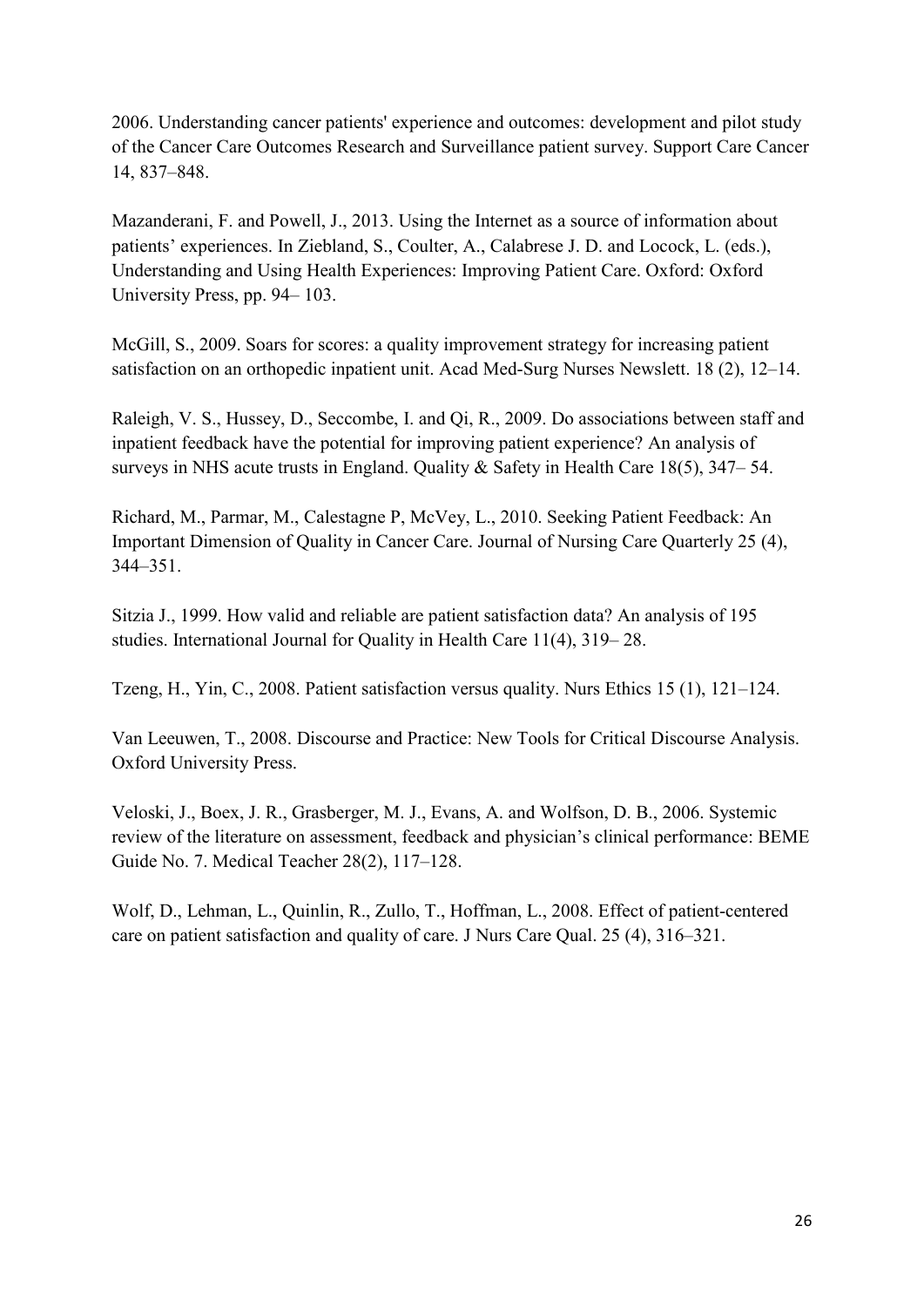2006. Understanding cancer patients' experience and outcomes: development and pilot study of the Cancer Care Outcomes Research and Surveillance patient survey. Support Care Cancer 14, 837–848.

Mazanderani, F. and Powell, J., 2013. Using the Internet as a source of information about patients' experiences. In Ziebland, S., Coulter, A., Calabrese J. D. and Locock, L. (eds.), Understanding and Using Health Experiences: Improving Patient Care. Oxford: Oxford University Press, pp. 94– 103.

McGill, S., 2009. Soars for scores: a quality improvement strategy for increasing patient satisfaction on an orthopedic inpatient unit. Acad Med-Surg Nurses Newslett. 18 (2), 12–14.

Raleigh, V. S., Hussey, D., Seccombe, I. and Qi, R., 2009. Do associations between staff and inpatient feedback have the potential for improving patient experience? An analysis of surveys in NHS acute trusts in England. Quality & Safety in Health Care 18(5), 347– 54.

Richard, M., Parmar, M., Calestagne P, McVey, L., 2010. Seeking Patient Feedback: An Important Dimension of Quality in Cancer Care. Journal of Nursing Care Quarterly 25 (4), 344–351.

Sitzia J., 1999. How valid and reliable are patient satisfaction data? An analysis of 195 studies. International Journal for Quality in Health Care 11(4), 319– 28.

Tzeng, H., Yin, C., 2008. Patient satisfaction versus quality. Nurs Ethics 15 (1), 121–124.

Van Leeuwen, T., 2008. Discourse and Practice: New Tools for Critical Discourse Analysis. Oxford University Press.

Veloski, J., Boex, J. R., Grasberger, M. J., Evans, A. and Wolfson, D. B., 2006. Systemic review of the literature on assessment, feedback and physician's clinical performance: BEME Guide No. 7. Medical Teacher 28(2), 117–128.

Wolf, D., Lehman, L., Quinlin, R., Zullo, T., Hoffman, L., 2008. Effect of patient-centered care on patient satisfaction and quality of care. J Nurs Care Qual. 25 (4), 316–321.